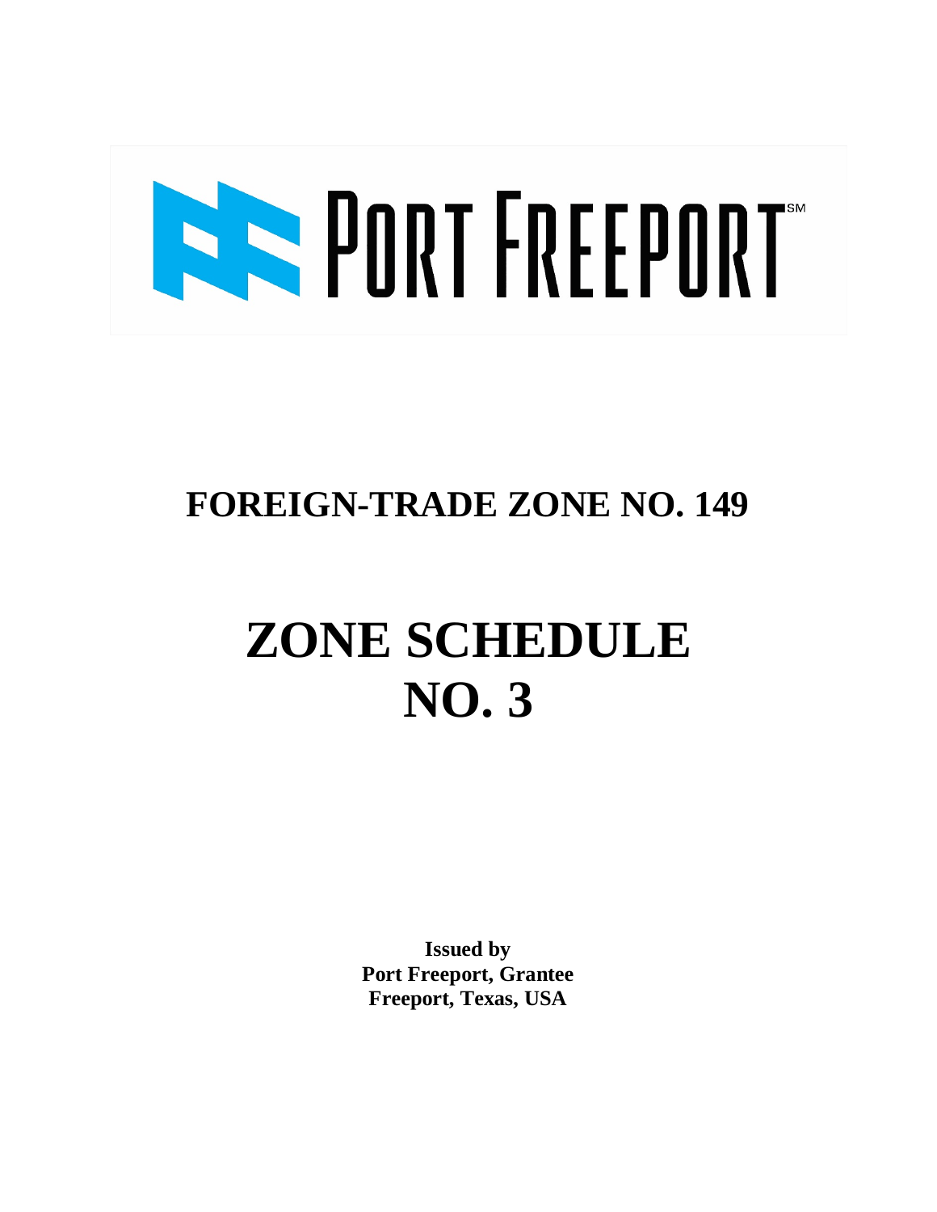PORT FREEPORT[SM]

# FOREIGN-TRADE ZONE NO. 149

# ZONE SCHEDULE NO. 3

**Issued by**
**Port Freeport, Grantee**
**Freeport, Texas, USA**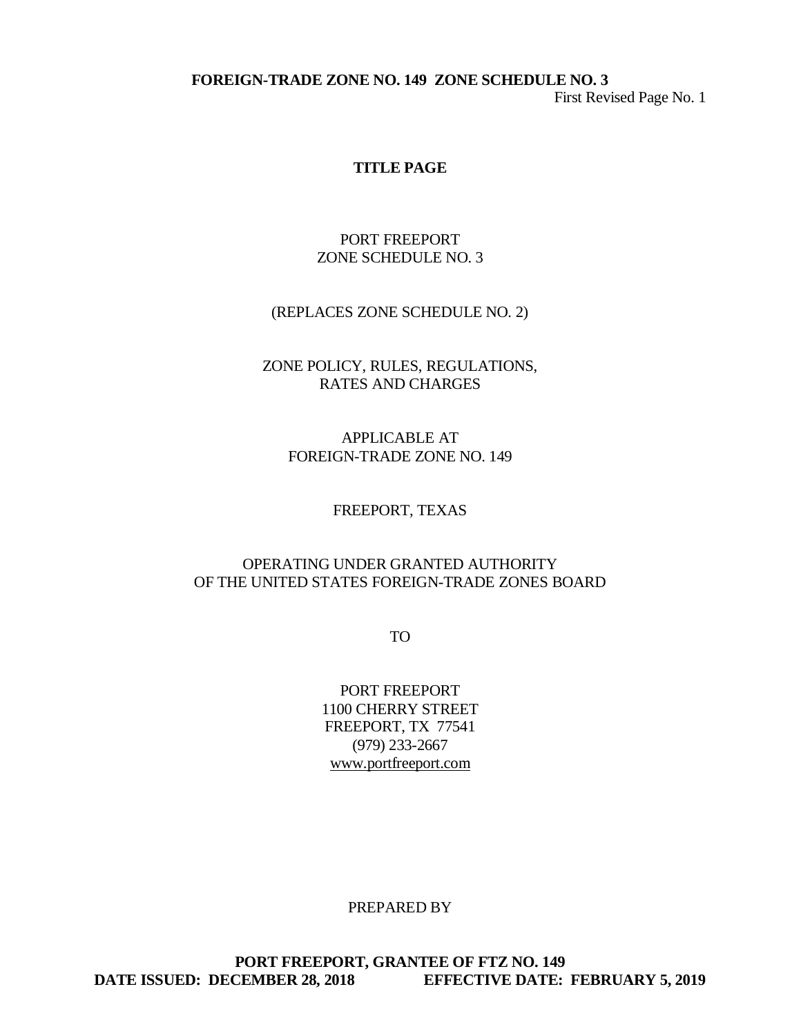**TITLE PAGE**

PORT FREEPORT
ZONE SCHEDULE NO. 3

(REPLACES ZONE SCHEDULE NO. 2)

ZONE POLICY, RULES, REGULATIONS,
RATES AND CHARGES

APPLICABLE AT
FOREIGN-TRADE ZONE NO. 149

FREEPORT, TEXAS

OPERATING UNDER GRANTED AUTHORITY
OF THE UNITED STATES FOREIGN-TRADE ZONES BOARD

TO

PORT FREEPORT
1100 CHERRY STREET
FREEPORT, TX 77541
(979) 233-2667
www.portfreeport.com

PREPARED BY

**PORT FREEPORT, GRANTEE OF FTZ NO. 149**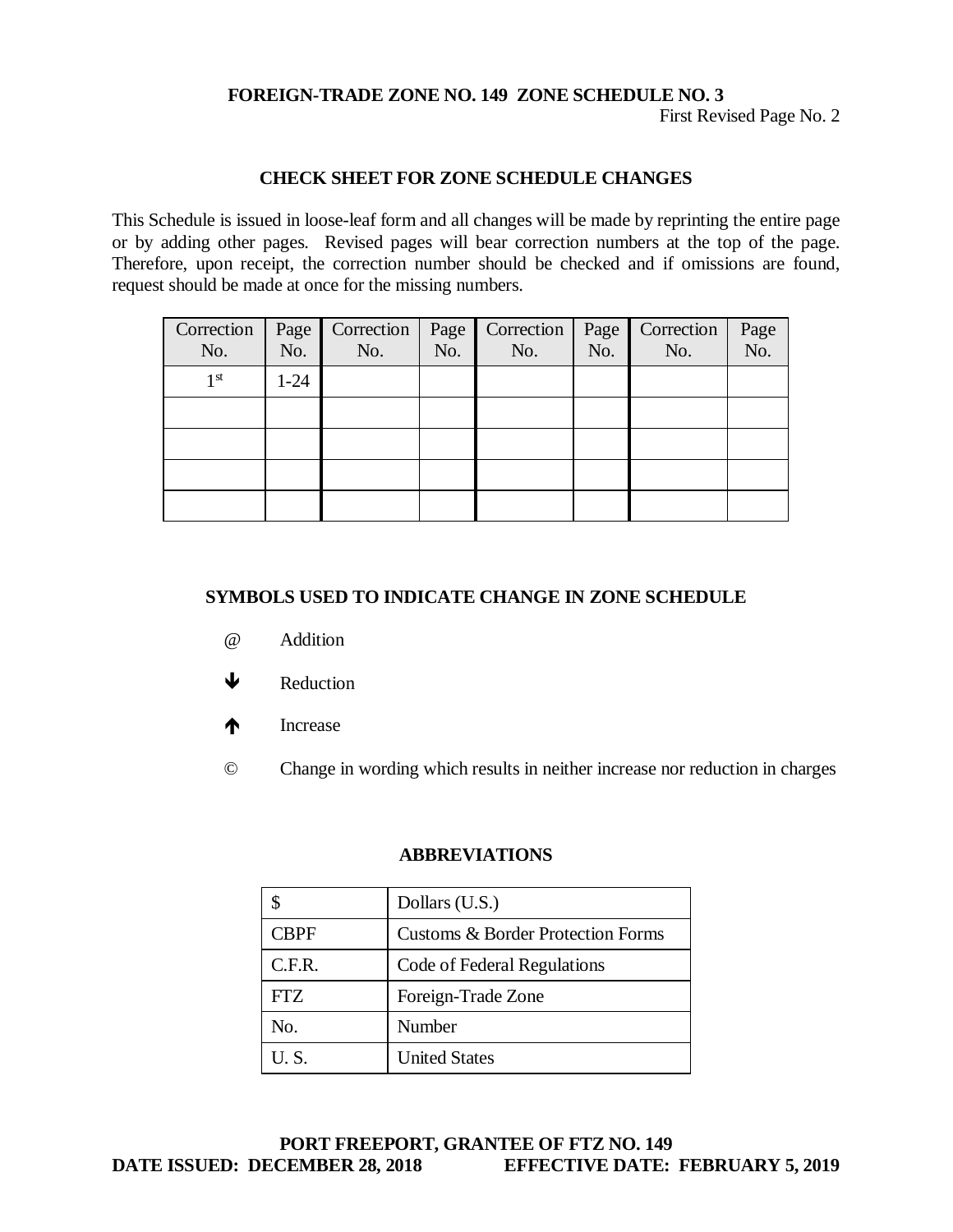**FOREIGN-TRADE ZONE NO. 149 ZONE SCHEDULE NO. 3**

First Revised Page No. 2

## CHECK SHEET FOR ZONE SCHEDULE CHANGES

This Schedule is issued in loose-leaf form and all changes will be made by reprinting the entire page or by adding other pages. Revised pages will bear correction numbers at the top of the page. Therefore, upon receipt, the correction number should be checked and if omissions are found, request should be made at once for the missing numbers.

| Correction No. | Page No. | Correction No. | Page No. | Correction No. | Page No. | Correction No. | Page No. |
|---|---|---|---|---|---|---|---|
| 1st | 1-24 | | | | | | |
| | | | | | | | |
| | | | | | | | |
| | | | | | | | |
| | | | | | | | |

## SYMBOLS USED TO INDICATE CHANGE IN ZONE SCHEDULE

- @ Addition
- ↓ Reduction
- ↑ Increase
- © Change in wording which results in neither increase nor reduction in charges

## ABBREVIATIONS

| | |
|---|---|
| $ | Dollars (U.S.) |
| CBPF | Customs & Border Protection Forms |
| C.F.R. | Code of Federal Regulations |
| FTZ | Foreign-Trade Zone |
| No. | Number |
| U. S. | United States |

**PORT FREEPORT, GRANTEE OF FTZ NO. 149**

**DATE ISSUED: DECEMBER 28, 2018 EFFECTIVE DATE: FEBRUARY 5, 2019**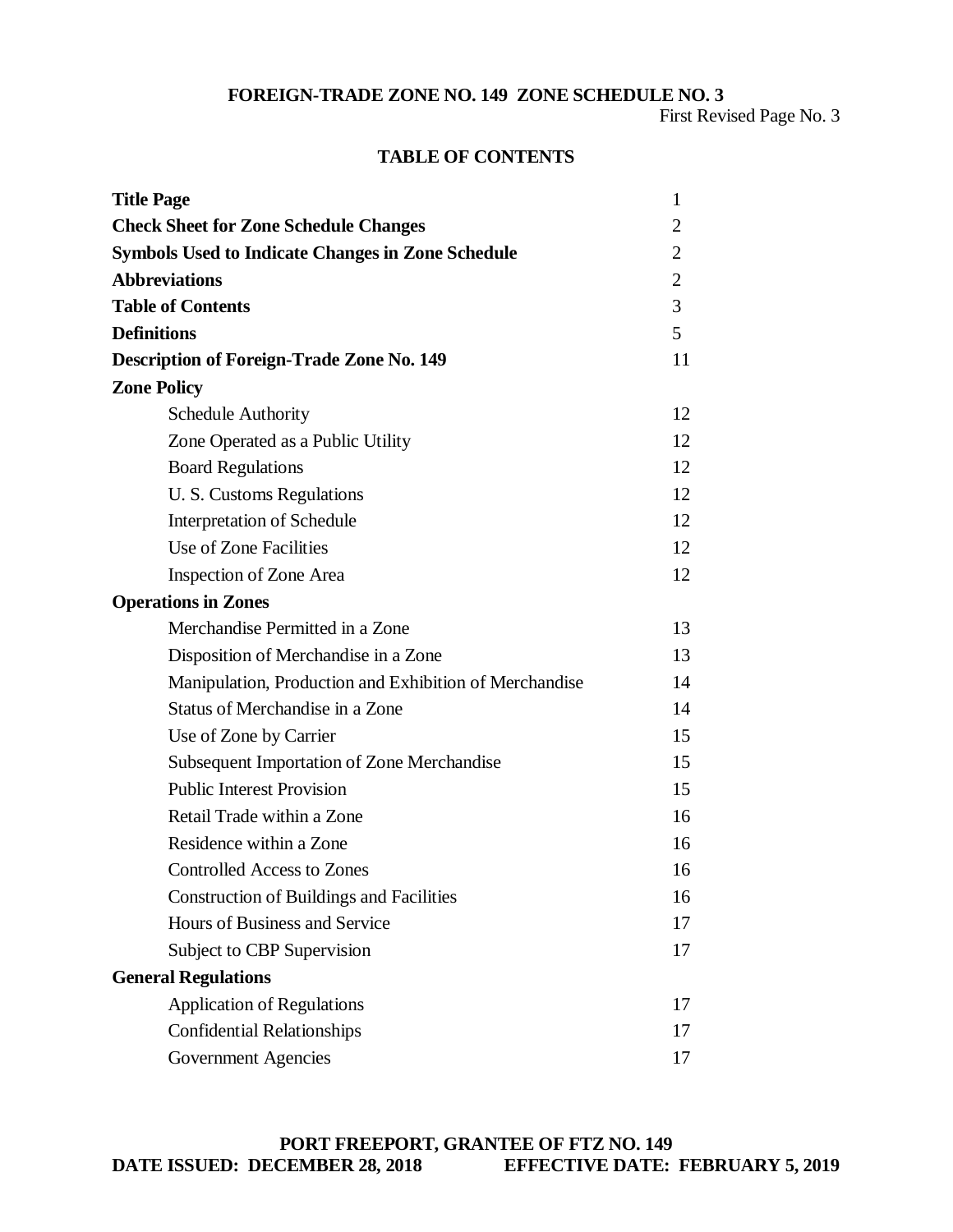**FOREIGN-TRADE ZONE NO. 149 ZONE SCHEDULE NO. 3**

First Revised Page No. 3

## TABLE OF CONTENTS

| | |
|---|---|
| **Title Page** | 1 |
| **Check Sheet for Zone Schedule Changes** | 2 |
| **Symbols Used to Indicate Changes in Zone Schedule** | 2 |
| **Abbreviations** | 2 |
| **Table of Contents** | 3 |
| **Definitions** | 5 |
| **Description of Foreign-Trade Zone No. 149** | 11 |
| **Zone Policy** | |
| Schedule Authority | 12 |
| Zone Operated as a Public Utility | 12 |
| Board Regulations | 12 |
| U. S. Customs Regulations | 12 |
| Interpretation of Schedule | 12 |
| Use of Zone Facilities | 12 |
| Inspection of Zone Area | 12 |
| **Operations in Zones** | |
| Merchandise Permitted in a Zone | 13 |
| Disposition of Merchandise in a Zone | 13 |
| Manipulation, Production and Exhibition of Merchandise | 14 |
| Status of Merchandise in a Zone | 14 |
| Use of Zone by Carrier | 15 |
| Subsequent Importation of Zone Merchandise | 15 |
| Public Interest Provision | 15 |
| Retail Trade within a Zone | 16 |
| Residence within a Zone | 16 |
| Controlled Access to Zones | 16 |
| Construction of Buildings and Facilities | 16 |
| Hours of Business and Service | 17 |
| Subject to CBP Supervision | 17 |
| **General Regulations** | |
| Application of Regulations | 17 |
| Confidential Relationships | 17 |
| Government Agencies | 17 |

**PORT FREEPORT, GRANTEE OF FTZ NO. 149**
**DATE ISSUED: DECEMBER 28, 2018 EFFECTIVE DATE: FEBRUARY 5, 2019**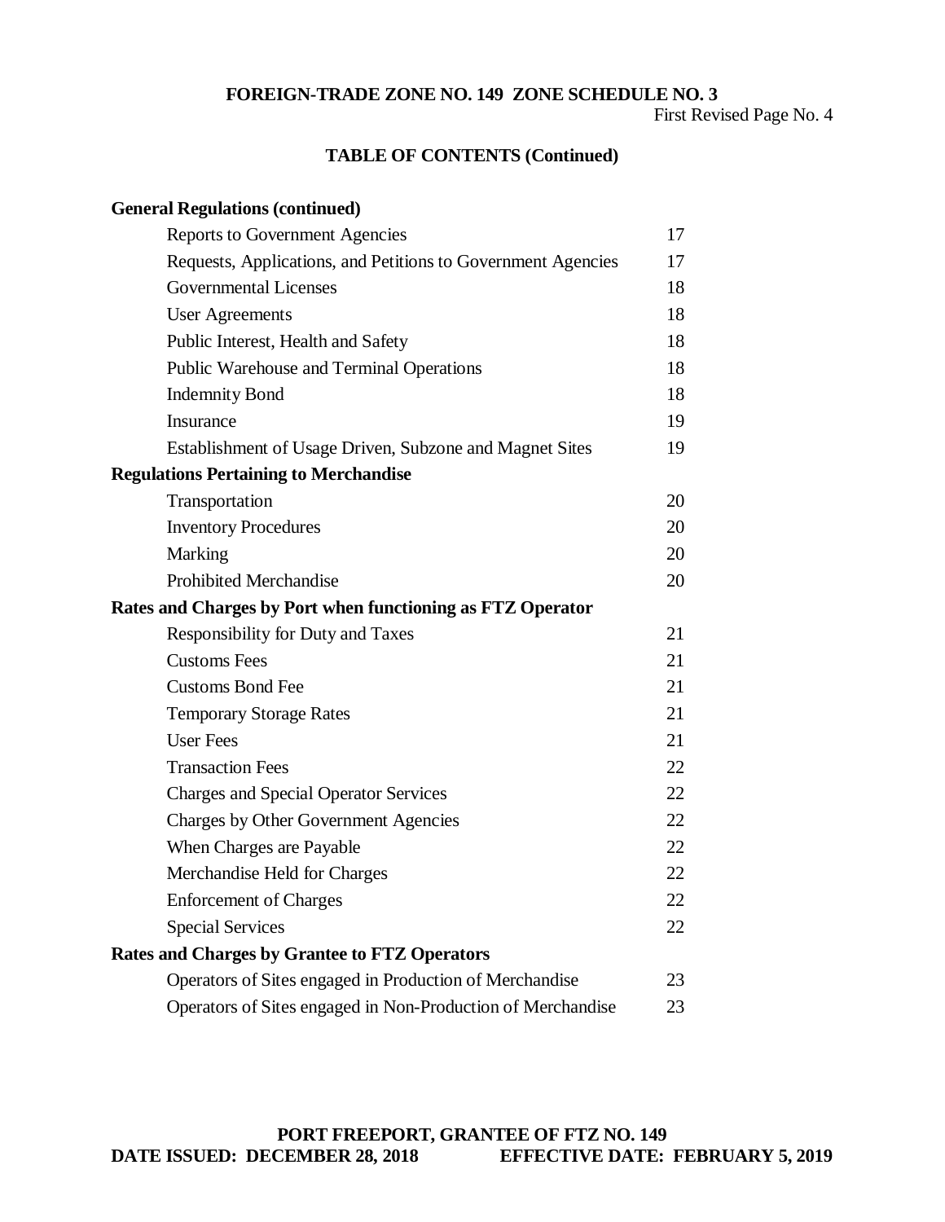**FOREIGN-TRADE ZONE NO. 149 ZONE SCHEDULE NO. 3**

First Revised Page No. 4

## TABLE OF CONTENTS (Continued)

| | |
|---|---|
| **General Regulations (continued)** | |
| Reports to Government Agencies | 17 |
| Requests, Applications, and Petitions to Government Agencies | 17 |
| Governmental Licenses | 18 |
| User Agreements | 18 |
| Public Interest, Health and Safety | 18 |
| Public Warehouse and Terminal Operations | 18 |
| Indemnity Bond | 18 |
| Insurance | 19 |
| Establishment of Usage Driven, Subzone and Magnet Sites | 19 |
| **Regulations Pertaining to Merchandise** | |
| Transportation | 20 |
| Inventory Procedures | 20 |
| Marking | 20 |
| Prohibited Merchandise | 20 |
| **Rates and Charges by Port when functioning as FTZ Operator** | |
| Responsibility for Duty and Taxes | 21 |
| Customs Fees | 21 |
| Customs Bond Fee | 21 |
| Temporary Storage Rates | 21 |
| User Fees | 21 |
| Transaction Fees | 22 |
| Charges and Special Operator Services | 22 |
| Charges by Other Government Agencies | 22 |
| When Charges are Payable | 22 |
| Merchandise Held for Charges | 22 |
| Enforcement of Charges | 22 |
| Special Services | 22 |
| **Rates and Charges by Grantee to FTZ Operators** | |
| Operators of Sites engaged in Production of Merchandise | 23 |
| Operators of Sites engaged in Non-Production of Merchandise | 23 |

**PORT FREEPORT, GRANTEE OF FTZ NO. 149**

**DATE ISSUED: DECEMBER 28, 2018 EFFECTIVE DATE: FEBRUARY 5, 2019**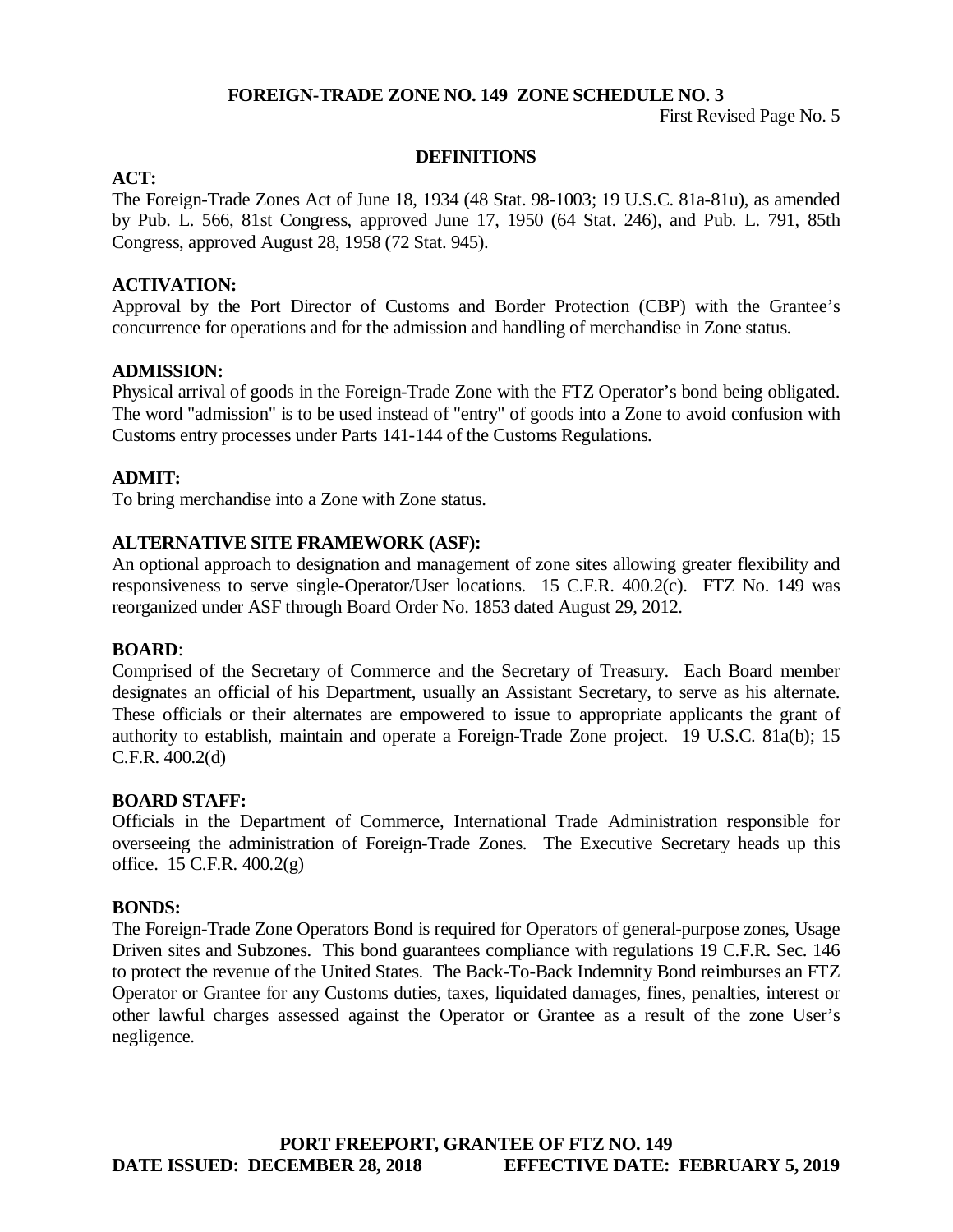## DEFINITIONS

**ACT:**
The Foreign-Trade Zones Act of June 18, 1934 (48 Stat. 98-1003; 19 U.S.C. 81a-81u), as amended by Pub. L. 566, 81st Congress, approved June 17, 1950 (64 Stat. 246), and Pub. L. 791, 85th Congress, approved August 28, 1958 (72 Stat. 945).

**ACTIVATION:**
Approval by the Port Director of Customs and Border Protection (CBP) with the Grantee's concurrence for operations and for the admission and handling of merchandise in Zone status.

**ADMISSION:**
Physical arrival of goods in the Foreign-Trade Zone with the FTZ Operator's bond being obligated. The word "admission" is to be used instead of "entry" of goods into a Zone to avoid confusion with Customs entry processes under Parts 141-144 of the Customs Regulations.

**ADMIT:**
To bring merchandise into a Zone with Zone status.

**ALTERNATIVE SITE FRAMEWORK (ASF):**
An optional approach to designation and management of zone sites allowing greater flexibility and responsiveness to serve single-Operator/User locations. 15 C.F.R. 400.2(c). FTZ No. 149 was reorganized under ASF through Board Order No. 1853 dated August 29, 2012.

**BOARD**:
Comprised of the Secretary of Commerce and the Secretary of Treasury. Each Board member designates an official of his Department, usually an Assistant Secretary, to serve as his alternate. These officials or their alternates are empowered to issue to appropriate applicants the grant of authority to establish, maintain and operate a Foreign-Trade Zone project. 19 U.S.C. 81a(b); 15 C.F.R. 400.2(d)

**BOARD STAFF:**
Officials in the Department of Commerce, International Trade Administration responsible for overseeing the administration of Foreign-Trade Zones. The Executive Secretary heads up this office. 15 C.F.R. 400.2(g)

**BONDS:**
The Foreign-Trade Zone Operators Bond is required for Operators of general-purpose zones, Usage Driven sites and Subzones. This bond guarantees compliance with regulations 19 C.F.R. Sec. 146 to protect the revenue of the United States. The Back-To-Back Indemnity Bond reimburses an FTZ Operator or Grantee for any Customs duties, taxes, liquidated damages, fines, penalties, interest or other lawful charges assessed against the Operator or Grantee as a result of the zone User's negligence.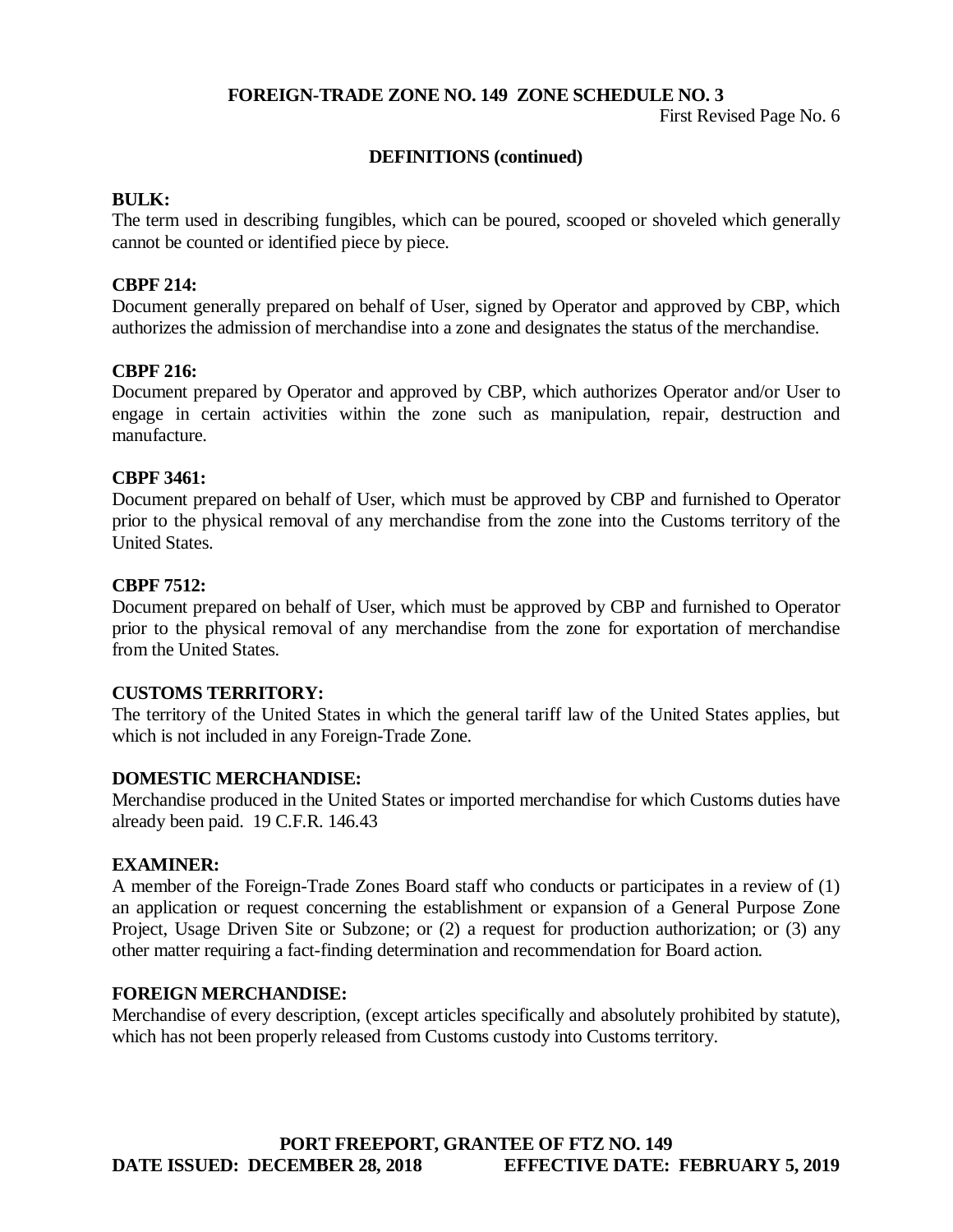## DEFINITIONS (continued)

**BULK:**
The term used in describing fungibles, which can be poured, scooped or shoveled which generally cannot be counted or identified piece by piece.

**CBPF 214:**
Document generally prepared on behalf of User, signed by Operator and approved by CBP, which authorizes the admission of merchandise into a zone and designates the status of the merchandise.

**CBPF 216:**
Document prepared by Operator and approved by CBP, which authorizes Operator and/or User to engage in certain activities within the zone such as manipulation, repair, destruction and manufacture.

**CBPF 3461:**
Document prepared on behalf of User, which must be approved by CBP and furnished to Operator prior to the physical removal of any merchandise from the zone into the Customs territory of the United States.

**CBPF 7512:**
Document prepared on behalf of User, which must be approved by CBP and furnished to Operator prior to the physical removal of any merchandise from the zone for exportation of merchandise from the United States.

**CUSTOMS TERRITORY:**
The territory of the United States in which the general tariff law of the United States applies, but which is not included in any Foreign-Trade Zone.

**DOMESTIC MERCHANDISE:**
Merchandise produced in the United States or imported merchandise for which Customs duties have already been paid. 19 C.F.R. 146.43

**EXAMINER:**
A member of the Foreign-Trade Zones Board staff who conducts or participates in a review of (1) an application or request concerning the establishment or expansion of a General Purpose Zone Project, Usage Driven Site or Subzone; or (2) a request for production authorization; or (3) any other matter requiring a fact-finding determination and recommendation for Board action.

**FOREIGN MERCHANDISE:**
Merchandise of every description, (except articles specifically and absolutely prohibited by statute), which has not been properly released from Customs custody into Customs territory.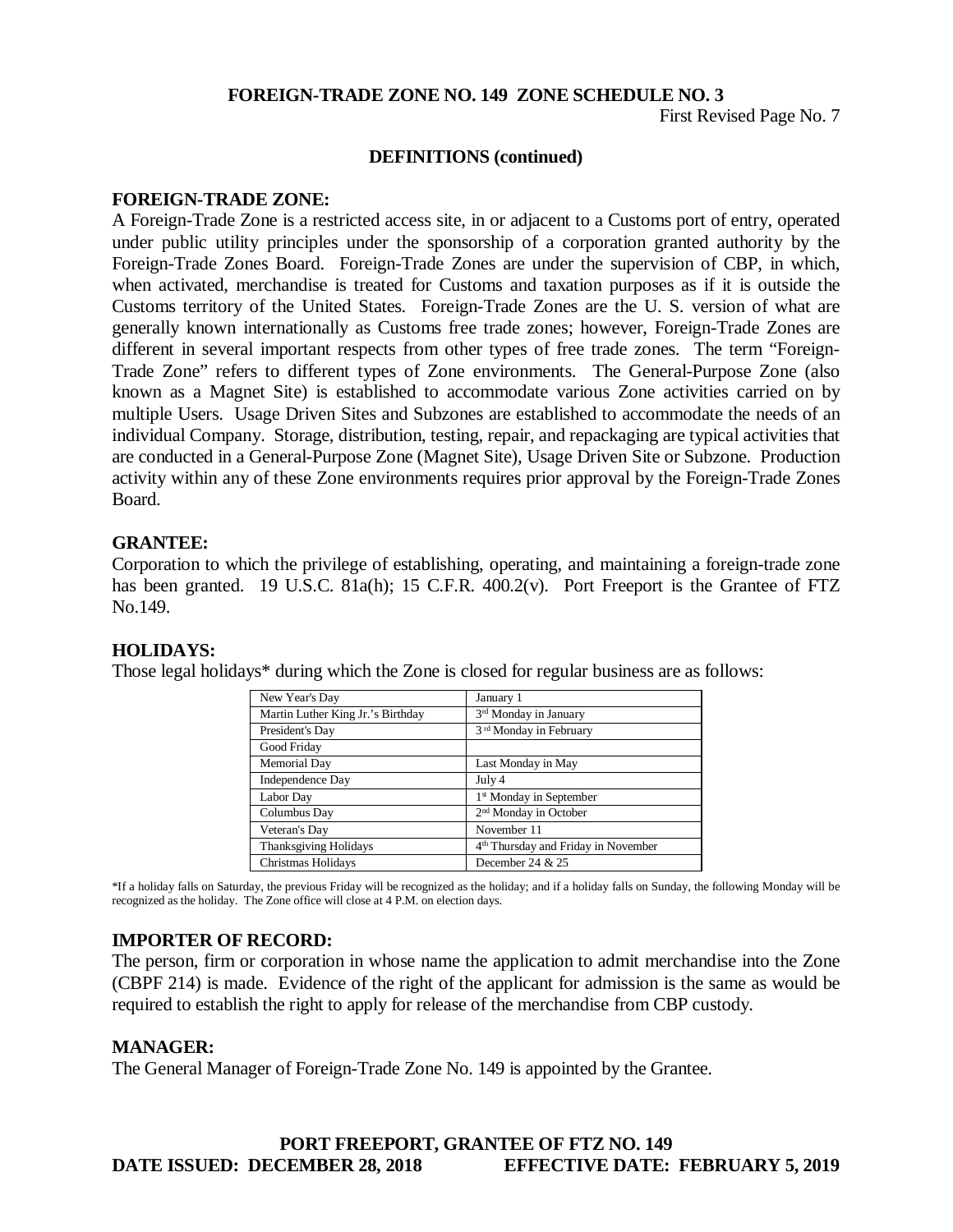**DEFINITIONS (continued)**

**FOREIGN-TRADE ZONE:**

A Foreign-Trade Zone is a restricted access site, in or adjacent to a Customs port of entry, operated under public utility principles under the sponsorship of a corporation granted authority by the Foreign-Trade Zones Board. Foreign-Trade Zones are under the supervision of CBP, in which, when activated, merchandise is treated for Customs and taxation purposes as if it is outside the Customs territory of the United States. Foreign-Trade Zones are the U. S. version of what are generally known internationally as Customs free trade zones; however, Foreign-Trade Zones are different in several important respects from other types of free trade zones. The term "Foreign-Trade Zone" refers to different types of Zone environments. The General-Purpose Zone (also known as a Magnet Site) is established to accommodate various Zone activities carried on by multiple Users. Usage Driven Sites and Subzones are established to accommodate the needs of an individual Company. Storage, distribution, testing, repair, and repackaging are typical activities that are conducted in a General-Purpose Zone (Magnet Site), Usage Driven Site or Subzone. Production activity within any of these Zone environments requires prior approval by the Foreign-Trade Zones Board.

**GRANTEE:**

Corporation to which the privilege of establishing, operating, and maintaining a foreign-trade zone has been granted. 19 U.S.C. 81a(h); 15 C.F.R. 400.2(v). Port Freeport is the Grantee of FTZ No.149.

**HOLIDAYS:**

Those legal holidays* during which the Zone is closed for regular business are as follows:

| | |
|---|---|
| New Year's Day | January 1 |
| Martin Luther King Jr.'s Birthday | 3rd Monday in January |
| President's Day | 3rd Monday in February |
| Good Friday | |
| Memorial Day | Last Monday in May |
| Independence Day | July 4 |
| Labor Day | 1st Monday in September |
| Columbus Day | 2nd Monday in October |
| Veteran's Day | November 11 |
| Thanksgiving Holidays | 4th Thursday and Friday in November |
| Christmas Holidays | December 24 & 25 |

*If a holiday falls on Saturday, the previous Friday will be recognized as the holiday; and if a holiday falls on Sunday, the following Monday will be recognized as the holiday. The Zone office will close at 4 P.M. on election days.

**IMPORTER OF RECORD:**

The person, firm or corporation in whose name the application to admit merchandise into the Zone (CBPF 214) is made. Evidence of the right of the applicant for admission is the same as would be required to establish the right to apply for release of the merchandise from CBP custody.

**MANAGER:**

The General Manager of Foreign-Trade Zone No. 149 is appointed by the Grantee.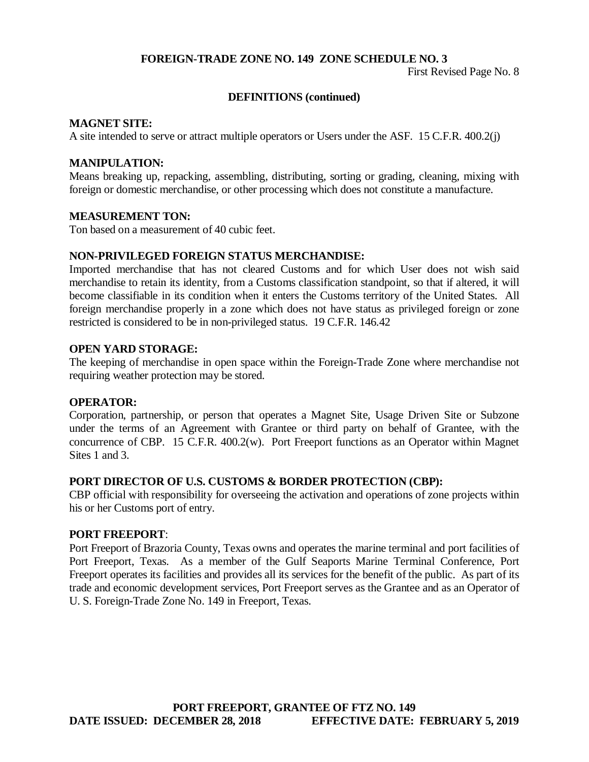## DEFINITIONS (continued)

**MAGNET SITE:**
A site intended to serve or attract multiple operators or Users under the ASF. 15 C.F.R. 400.2(j)

**MANIPULATION:**
Means breaking up, repacking, assembling, distributing, sorting or grading, cleaning, mixing with foreign or domestic merchandise, or other processing which does not constitute a manufacture.

**MEASUREMENT TON:**
Ton based on a measurement of 40 cubic feet.

**NON-PRIVILEGED FOREIGN STATUS MERCHANDISE:**
Imported merchandise that has not cleared Customs and for which User does not wish said merchandise to retain its identity, from a Customs classification standpoint, so that if altered, it will become classifiable in its condition when it enters the Customs territory of the United States. All foreign merchandise properly in a zone which does not have status as privileged foreign or zone restricted is considered to be in non-privileged status. 19 C.F.R. 146.42

**OPEN YARD STORAGE:**
The keeping of merchandise in open space within the Foreign-Trade Zone where merchandise not requiring weather protection may be stored.

**OPERATOR:**
Corporation, partnership, or person that operates a Magnet Site, Usage Driven Site or Subzone under the terms of an Agreement with Grantee or third party on behalf of Grantee, with the concurrence of CBP. 15 C.F.R. 400.2(w). Port Freeport functions as an Operator within Magnet Sites 1 and 3.

**PORT DIRECTOR OF U.S. CUSTOMS & BORDER PROTECTION (CBP):**
CBP official with responsibility for overseeing the activation and operations of zone projects within his or her Customs port of entry.

**PORT FREEPORT**:
Port Freeport of Brazoria County, Texas owns and operates the marine terminal and port facilities of Port Freeport, Texas. As a member of the Gulf Seaports Marine Terminal Conference, Port Freeport operates its facilities and provides all its services for the benefit of the public. As part of its trade and economic development services, Port Freeport serves as the Grantee and as an Operator of U. S. Foreign-Trade Zone No. 149 in Freeport, Texas.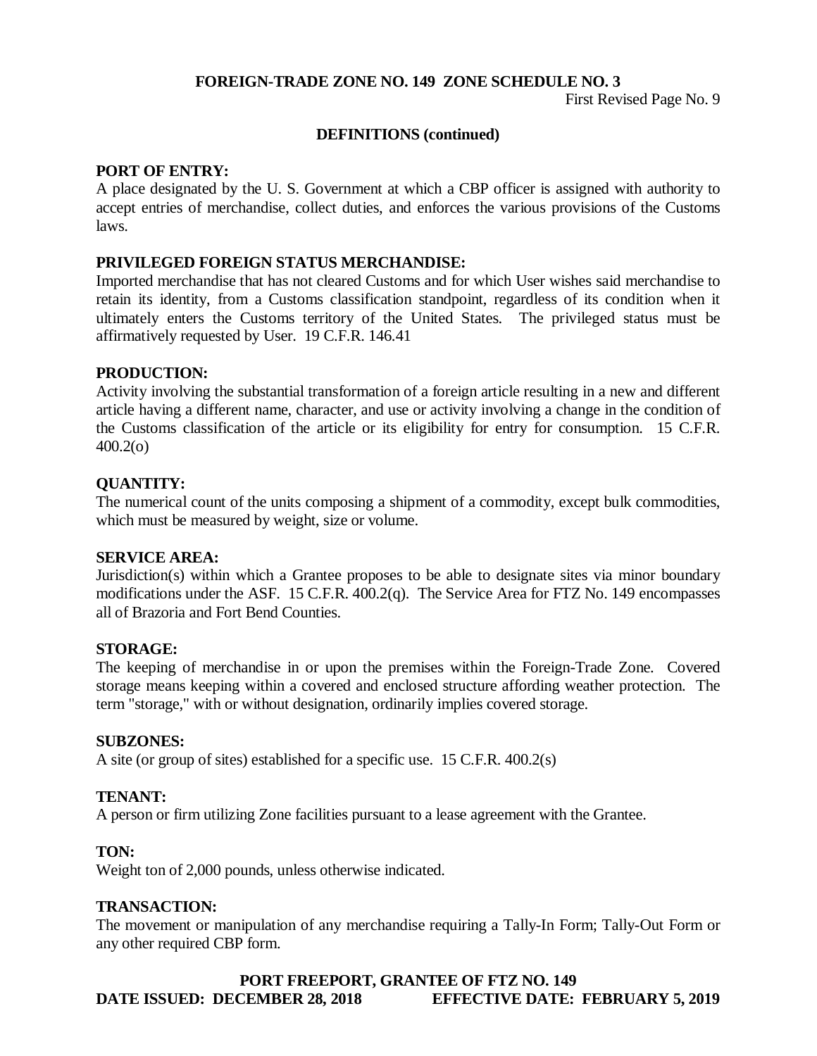## DEFINITIONS (continued)

**PORT OF ENTRY:**
A place designated by the U. S. Government at which a CBP officer is assigned with authority to accept entries of merchandise, collect duties, and enforces the various provisions of the Customs laws.

**PRIVILEGED FOREIGN STATUS MERCHANDISE:**
Imported merchandise that has not cleared Customs and for which User wishes said merchandise to retain its identity, from a Customs classification standpoint, regardless of its condition when it ultimately enters the Customs territory of the United States. The privileged status must be affirmatively requested by User. 19 C.F.R. 146.41

**PRODUCTION:**
Activity involving the substantial transformation of a foreign article resulting in a new and different article having a different name, character, and use or activity involving a change in the condition of the Customs classification of the article or its eligibility for entry for consumption. 15 C.F.R. 400.2(o)

**QUANTITY:**
The numerical count of the units composing a shipment of a commodity, except bulk commodities, which must be measured by weight, size or volume.

**SERVICE AREA:**
Jurisdiction(s) within which a Grantee proposes to be able to designate sites via minor boundary modifications under the ASF. 15 C.F.R. 400.2(q). The Service Area for FTZ No. 149 encompasses all of Brazoria and Fort Bend Counties.

**STORAGE:**
The keeping of merchandise in or upon the premises within the Foreign-Trade Zone. Covered storage means keeping within a covered and enclosed structure affording weather protection. The term "storage," with or without designation, ordinarily implies covered storage.

**SUBZONES:**
A site (or group of sites) established for a specific use. 15 C.F.R. 400.2(s)

**TENANT:**
A person or firm utilizing Zone facilities pursuant to a lease agreement with the Grantee.

**TON:**
Weight ton of 2,000 pounds, unless otherwise indicated.

**TRANSACTION:**
The movement or manipulation of any merchandise requiring a Tally-In Form; Tally-Out Form or any other required CBP form.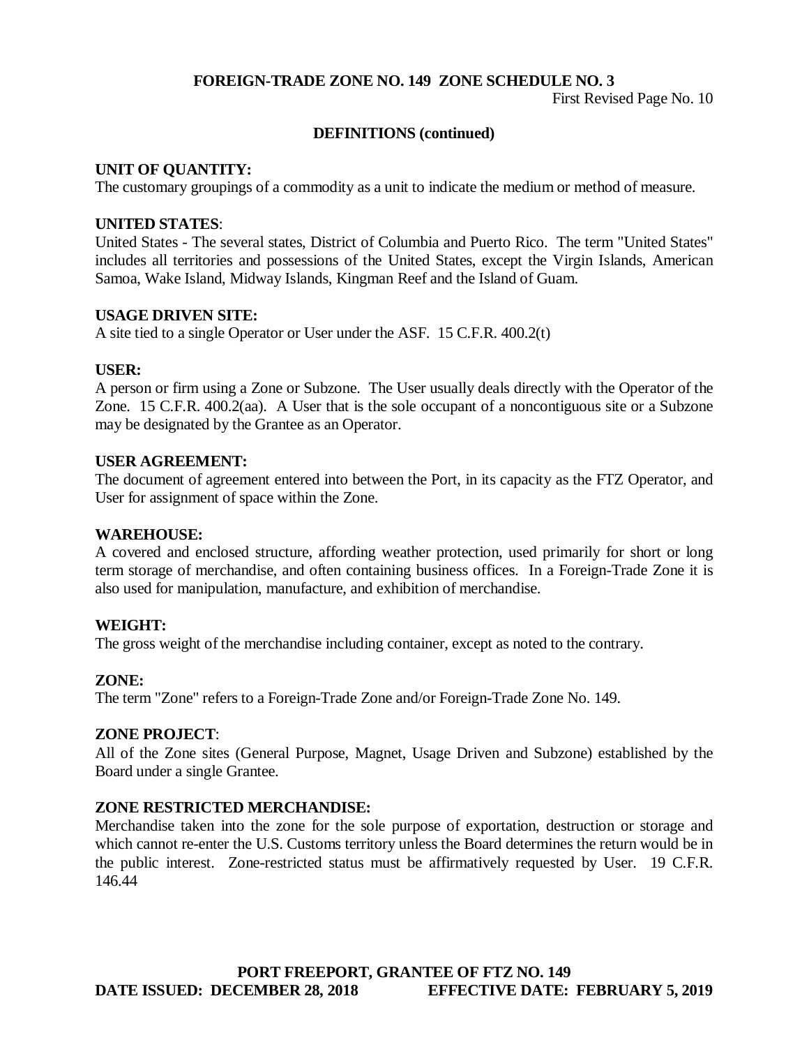## DEFINITIONS (continued)

**UNIT OF QUANTITY:**
The customary groupings of a commodity as a unit to indicate the medium or method of measure.

**UNITED STATES**:
United States - The several states, District of Columbia and Puerto Rico. The term "United States" includes all territories and possessions of the United States, except the Virgin Islands, American Samoa, Wake Island, Midway Islands, Kingman Reef and the Island of Guam.

**USAGE DRIVEN SITE:**
A site tied to a single Operator or User under the ASF. 15 C.F.R. 400.2(t)

**USER:**
A person or firm using a Zone or Subzone. The User usually deals directly with the Operator of the Zone. 15 C.F.R. 400.2(aa). A User that is the sole occupant of a noncontiguous site or a Subzone may be designated by the Grantee as an Operator.

**USER AGREEMENT:**
The document of agreement entered into between the Port, in its capacity as the FTZ Operator, and User for assignment of space within the Zone.

**WAREHOUSE:**
A covered and enclosed structure, affording weather protection, used primarily for short or long term storage of merchandise, and often containing business offices. In a Foreign-Trade Zone it is also used for manipulation, manufacture, and exhibition of merchandise.

**WEIGHT:**
The gross weight of the merchandise including container, except as noted to the contrary.

**ZONE:**
The term "Zone" refers to a Foreign-Trade Zone and/or Foreign-Trade Zone No. 149.

**ZONE PROJECT**:
All of the Zone sites (General Purpose, Magnet, Usage Driven and Subzone) established by the Board under a single Grantee.

**ZONE RESTRICTED MERCHANDISE:**
Merchandise taken into the zone for the sole purpose of exportation, destruction or storage and which cannot re-enter the U.S. Customs territory unless the Board determines the return would be in the public interest. Zone-restricted status must be affirmatively requested by User. 19 C.F.R. 146.44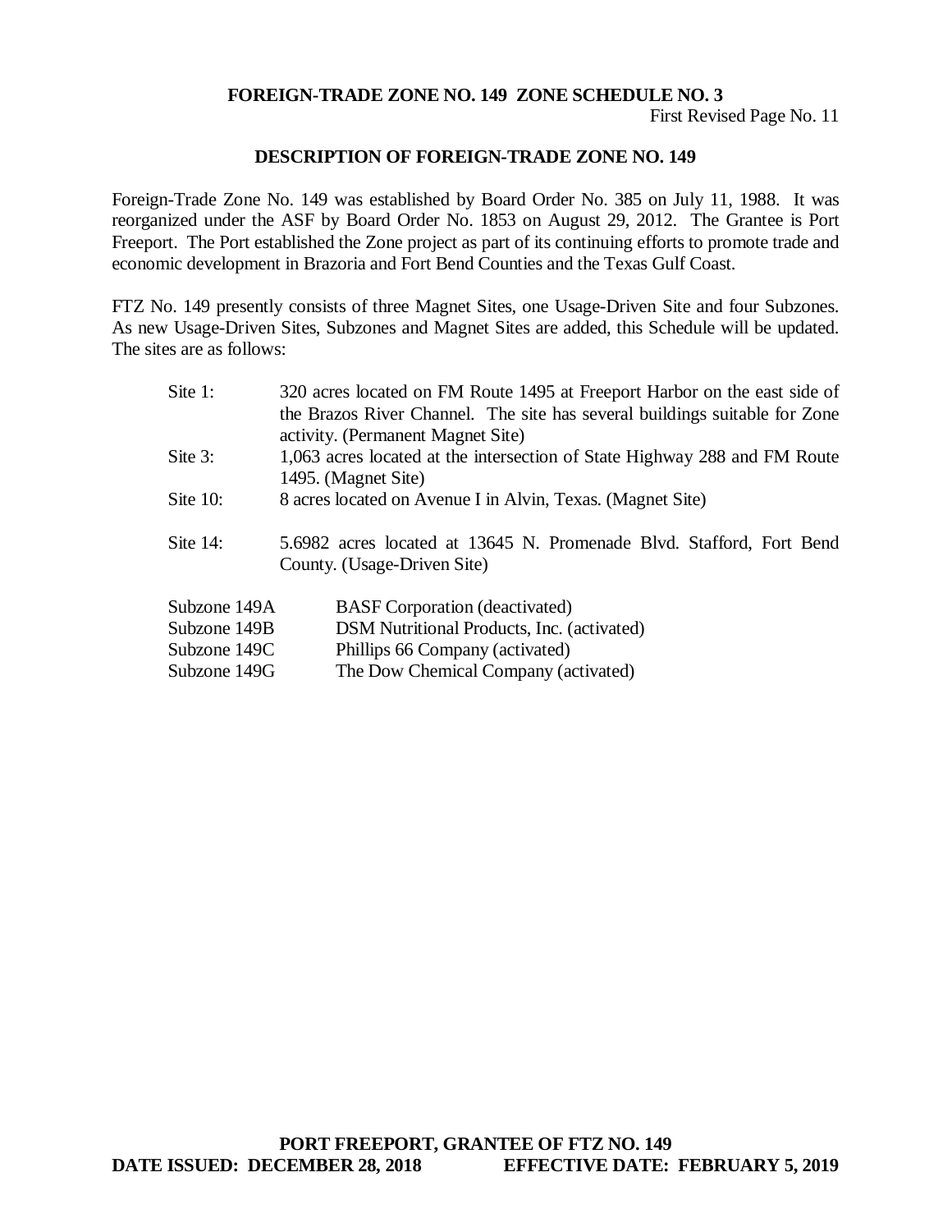## DESCRIPTION OF FOREIGN-TRADE ZONE NO. 149

Foreign-Trade Zone No. 149 was established by Board Order No. 385 on July 11, 1988. It was reorganized under the ASF by Board Order No. 1853 on August 29, 2012. The Grantee is Port Freeport. The Port established the Zone project as part of its continuing efforts to promote trade and economic development in Brazoria and Fort Bend Counties and the Texas Gulf Coast.

FTZ No. 149 presently consists of three Magnet Sites, one Usage-Driven Site and four Subzones. As new Usage-Driven Sites, Subzones and Magnet Sites are added, this Schedule will be updated. The sites are as follows:

- Site 1: 320 acres located on FM Route 1495 at Freeport Harbor on the east side of the Brazos River Channel. The site has several buildings suitable for Zone activity. (Permanent Magnet Site)
- Site 3: 1,063 acres located at the intersection of State Highway 288 and FM Route 1495. (Magnet Site)
- Site 10: 8 acres located on Avenue I in Alvin, Texas. (Magnet Site)
- Site 14: 5.6982 acres located at 13645 N. Promenade Blvd. Stafford, Fort Bend County. (Usage-Driven Site)

- Subzone 149A — BASF Corporation (deactivated)
- Subzone 149B — DSM Nutritional Products, Inc. (activated)
- Subzone 149C — Phillips 66 Company (activated)
- Subzone 149G — The Dow Chemical Company (activated)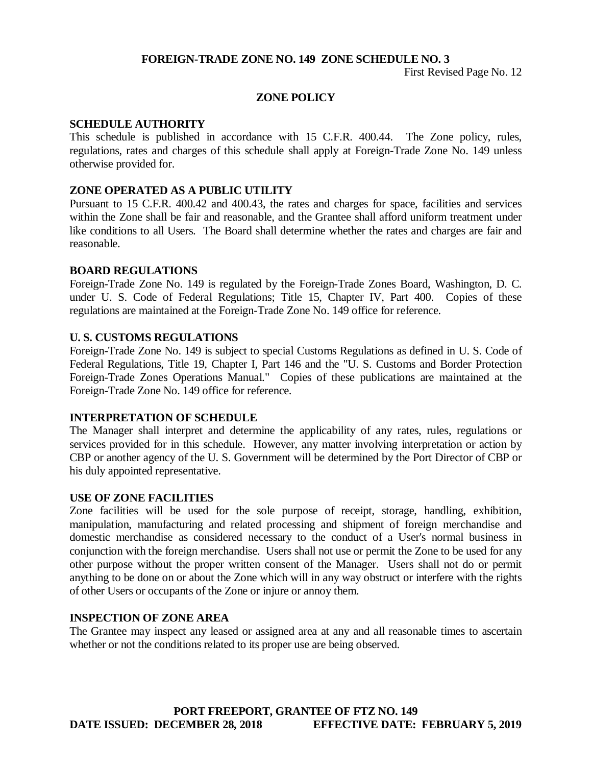## ZONE POLICY

**SCHEDULE AUTHORITY**

This schedule is published in accordance with 15 C.F.R. 400.44. The Zone policy, rules, regulations, rates and charges of this schedule shall apply at Foreign-Trade Zone No. 149 unless otherwise provided for.

**ZONE OPERATED AS A PUBLIC UTILITY**

Pursuant to 15 C.F.R. 400.42 and 400.43, the rates and charges for space, facilities and services within the Zone shall be fair and reasonable, and the Grantee shall afford uniform treatment under like conditions to all Users. The Board shall determine whether the rates and charges are fair and reasonable.

**BOARD REGULATIONS**

Foreign-Trade Zone No. 149 is regulated by the Foreign-Trade Zones Board, Washington, D. C. under U. S. Code of Federal Regulations; Title 15, Chapter IV, Part 400. Copies of these regulations are maintained at the Foreign-Trade Zone No. 149 office for reference.

**U. S. CUSTOMS REGULATIONS**

Foreign-Trade Zone No. 149 is subject to special Customs Regulations as defined in U. S. Code of Federal Regulations, Title 19, Chapter I, Part 146 and the "U. S. Customs and Border Protection Foreign-Trade Zones Operations Manual." Copies of these publications are maintained at the Foreign-Trade Zone No. 149 office for reference.

**INTERPRETATION OF SCHEDULE**

The Manager shall interpret and determine the applicability of any rates, rules, regulations or services provided for in this schedule. However, any matter involving interpretation or action by CBP or another agency of the U. S. Government will be determined by the Port Director of CBP or his duly appointed representative.

**USE OF ZONE FACILITIES**

Zone facilities will be used for the sole purpose of receipt, storage, handling, exhibition, manipulation, manufacturing and related processing and shipment of foreign merchandise and domestic merchandise as considered necessary to the conduct of a User's normal business in conjunction with the foreign merchandise. Users shall not use or permit the Zone to be used for any other purpose without the proper written consent of the Manager. Users shall not do or permit anything to be done on or about the Zone which will in any way obstruct or interfere with the rights of other Users or occupants of the Zone or injure or annoy them.

**INSPECTION OF ZONE AREA**

The Grantee may inspect any leased or assigned area at any and all reasonable times to ascertain whether or not the conditions related to its proper use are being observed.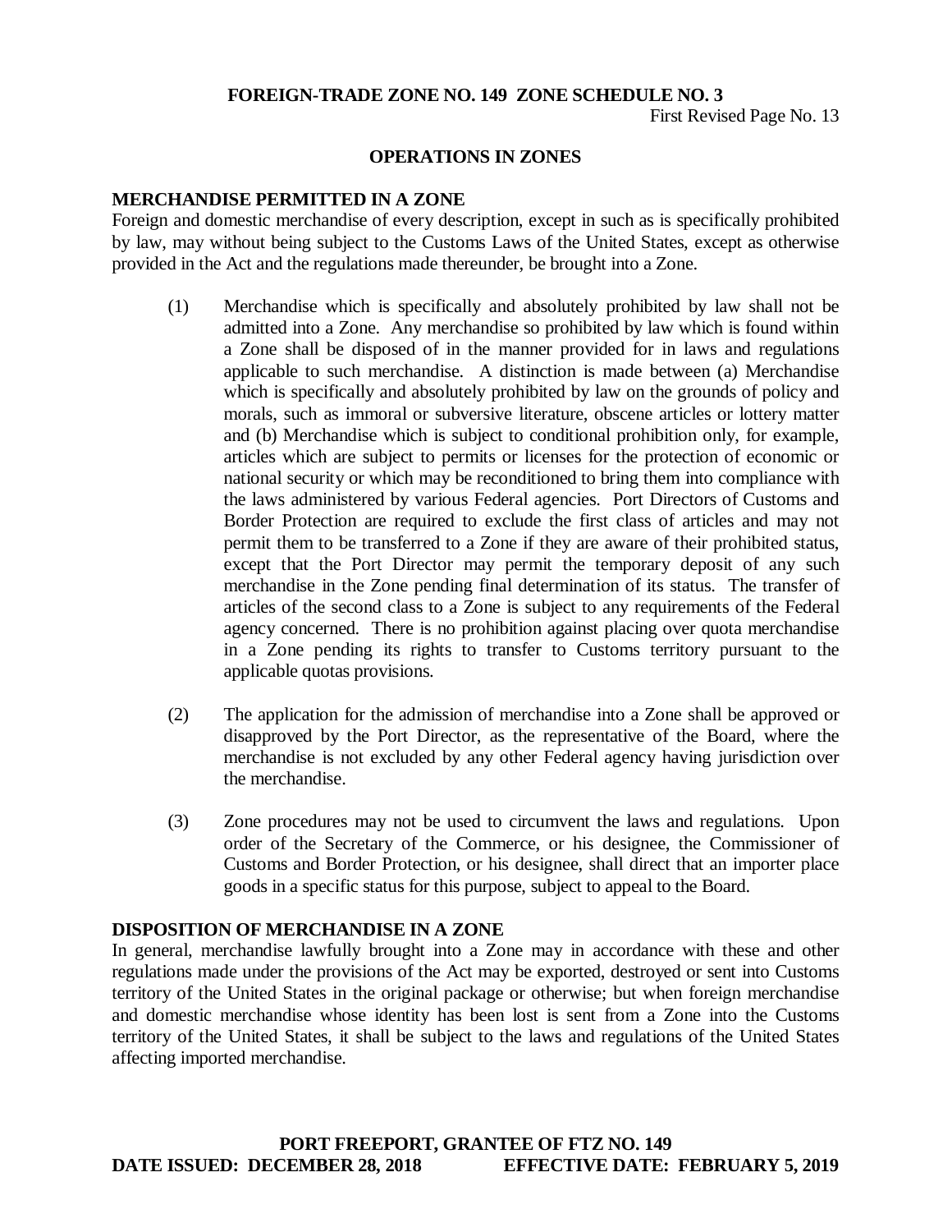## OPERATIONS IN ZONES

### MERCHANDISE PERMITTED IN A ZONE

Foreign and domestic merchandise of every description, except in such as is specifically prohibited by law, may without being subject to the Customs Laws of the United States, except as otherwise provided in the Act and the regulations made thereunder, be brought into a Zone.

(1) Merchandise which is specifically and absolutely prohibited by law shall not be admitted into a Zone. Any merchandise so prohibited by law which is found within a Zone shall be disposed of in the manner provided for in laws and regulations applicable to such merchandise. A distinction is made between (a) Merchandise which is specifically and absolutely prohibited by law on the grounds of policy and morals, such as immoral or subversive literature, obscene articles or lottery matter and (b) Merchandise which is subject to conditional prohibition only, for example, articles which are subject to permits or licenses for the protection of economic or national security or which may be reconditioned to bring them into compliance with the laws administered by various Federal agencies. Port Directors of Customs and Border Protection are required to exclude the first class of articles and may not permit them to be transferred to a Zone if they are aware of their prohibited status, except that the Port Director may permit the temporary deposit of any such merchandise in the Zone pending final determination of its status. The transfer of articles of the second class to a Zone is subject to any requirements of the Federal agency concerned. There is no prohibition against placing over quota merchandise in a Zone pending its rights to transfer to Customs territory pursuant to the applicable quotas provisions.

(2) The application for the admission of merchandise into a Zone shall be approved or disapproved by the Port Director, as the representative of the Board, where the merchandise is not excluded by any other Federal agency having jurisdiction over the merchandise.

(3) Zone procedures may not be used to circumvent the laws and regulations. Upon order of the Secretary of the Commerce, or his designee, the Commissioner of Customs and Border Protection, or his designee, shall direct that an importer place goods in a specific status for this purpose, subject to appeal to the Board.

### DISPOSITION OF MERCHANDISE IN A ZONE

In general, merchandise lawfully brought into a Zone may in accordance with these and other regulations made under the provisions of the Act may be exported, destroyed or sent into Customs territory of the United States in the original package or otherwise; but when foreign merchandise and domestic merchandise whose identity has been lost is sent from a Zone into the Customs territory of the United States, it shall be subject to the laws and regulations of the United States affecting imported merchandise.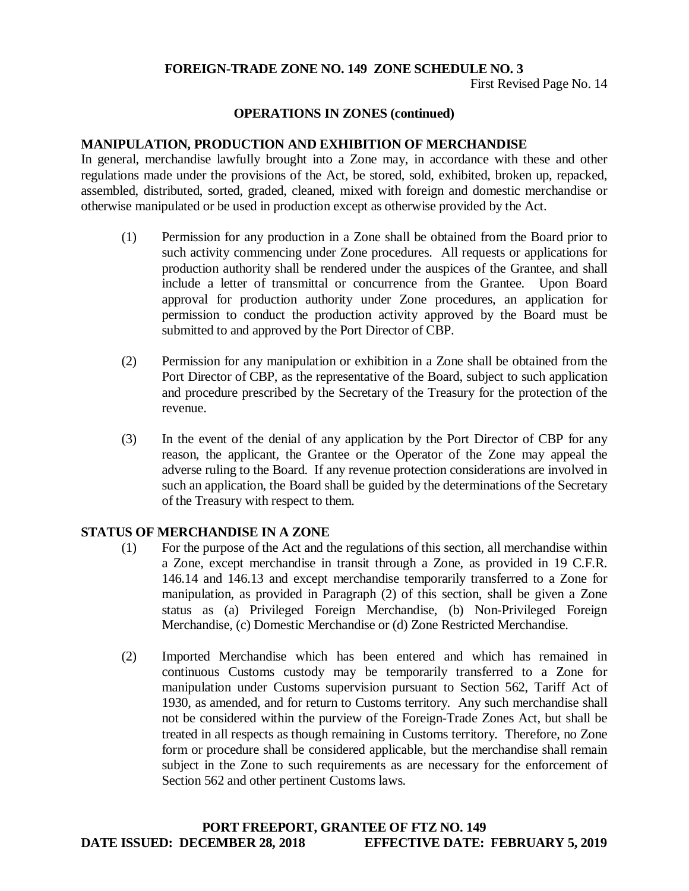## OPERATIONS IN ZONES (continued)

### MANIPULATION, PRODUCTION AND EXHIBITION OF MERCHANDISE

In general, merchandise lawfully brought into a Zone may, in accordance with these and other regulations made under the provisions of the Act, be stored, sold, exhibited, broken up, repacked, assembled, distributed, sorted, graded, cleaned, mixed with foreign and domestic merchandise or otherwise manipulated or be used in production except as otherwise provided by the Act.

(1) Permission for any production in a Zone shall be obtained from the Board prior to such activity commencing under Zone procedures. All requests or applications for production authority shall be rendered under the auspices of the Grantee, and shall include a letter of transmittal or concurrence from the Grantee. Upon Board approval for production authority under Zone procedures, an application for permission to conduct the production activity approved by the Board must be submitted to and approved by the Port Director of CBP.

(2) Permission for any manipulation or exhibition in a Zone shall be obtained from the Port Director of CBP, as the representative of the Board, subject to such application and procedure prescribed by the Secretary of the Treasury for the protection of the revenue.

(3) In the event of the denial of any application by the Port Director of CBP for any reason, the applicant, the Grantee or the Operator of the Zone may appeal the adverse ruling to the Board. If any revenue protection considerations are involved in such an application, the Board shall be guided by the determinations of the Secretary of the Treasury with respect to them.

### STATUS OF MERCHANDISE IN A ZONE

(1) For the purpose of the Act and the regulations of this section, all merchandise within a Zone, except merchandise in transit through a Zone, as provided in 19 C.F.R. 146.14 and 146.13 and except merchandise temporarily transferred to a Zone for manipulation, as provided in Paragraph (2) of this section, shall be given a Zone status as (a) Privileged Foreign Merchandise, (b) Non-Privileged Foreign Merchandise, (c) Domestic Merchandise or (d) Zone Restricted Merchandise.

(2) Imported Merchandise which has been entered and which has remained in continuous Customs custody may be temporarily transferred to a Zone for manipulation under Customs supervision pursuant to Section 562, Tariff Act of 1930, as amended, and for return to Customs territory. Any such merchandise shall not be considered within the purview of the Foreign-Trade Zones Act, but shall be treated in all respects as though remaining in Customs territory. Therefore, no Zone form or procedure shall be considered applicable, but the merchandise shall remain subject in the Zone to such requirements as are necessary for the enforcement of Section 562 and other pertinent Customs laws.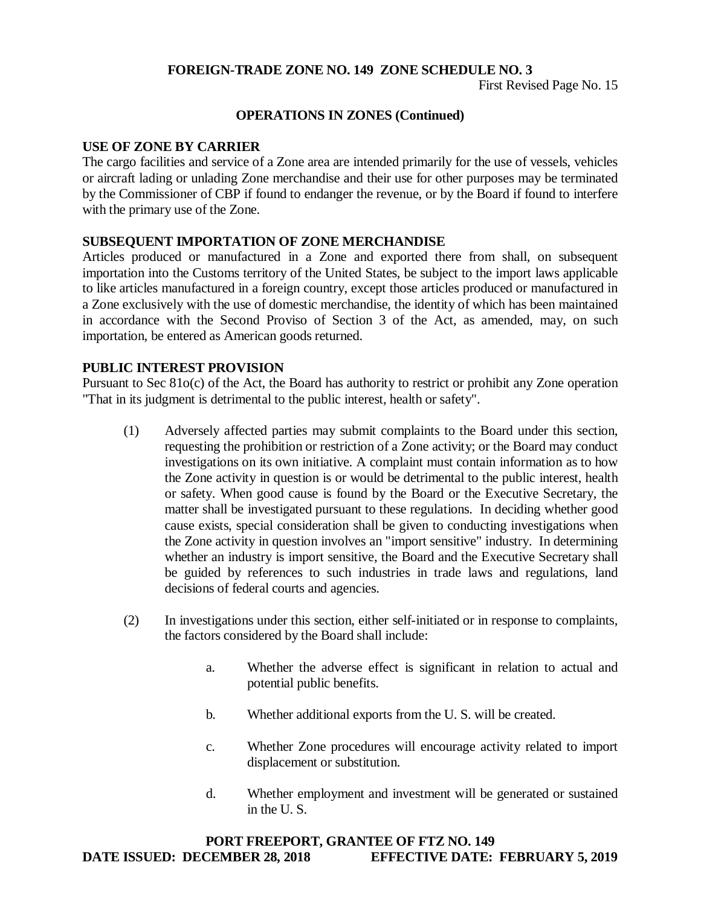## OPERATIONS IN ZONES (Continued)

### USE OF ZONE BY CARRIER

The cargo facilities and service of a Zone area are intended primarily for the use of vessels, vehicles or aircraft lading or unlading Zone merchandise and their use for other purposes may be terminated by the Commissioner of CBP if found to endanger the revenue, or by the Board if found to interfere with the primary use of the Zone.

### SUBSEQUENT IMPORTATION OF ZONE MERCHANDISE

Articles produced or manufactured in a Zone and exported there from shall, on subsequent importation into the Customs territory of the United States, be subject to the import laws applicable to like articles manufactured in a foreign country, except those articles produced or manufactured in a Zone exclusively with the use of domestic merchandise, the identity of which has been maintained in accordance with the Second Proviso of Section 3 of the Act, as amended, may, on such importation, be entered as American goods returned.

### PUBLIC INTEREST PROVISION

Pursuant to Sec 81o(c) of the Act, the Board has authority to restrict or prohibit any Zone operation "That in its judgment is detrimental to the public interest, health or safety".

(1) Adversely affected parties may submit complaints to the Board under this section, requesting the prohibition or restriction of a Zone activity; or the Board may conduct investigations on its own initiative. A complaint must contain information as to how the Zone activity in question is or would be detrimental to the public interest, health or safety. When good cause is found by the Board or the Executive Secretary, the matter shall be investigated pursuant to these regulations. In deciding whether good cause exists, special consideration shall be given to conducting investigations when the Zone activity in question involves an "import sensitive" industry. In determining whether an industry is import sensitive, the Board and the Executive Secretary shall be guided by references to such industries in trade laws and regulations, land decisions of federal courts and agencies.

(2) In investigations under this section, either self-initiated or in response to complaints, the factors considered by the Board shall include:

   a. Whether the adverse effect is significant in relation to actual and potential public benefits.

   b. Whether additional exports from the U. S. will be created.

   c. Whether Zone procedures will encourage activity related to import displacement or substitution.

   d. Whether employment and investment will be generated or sustained in the U. S.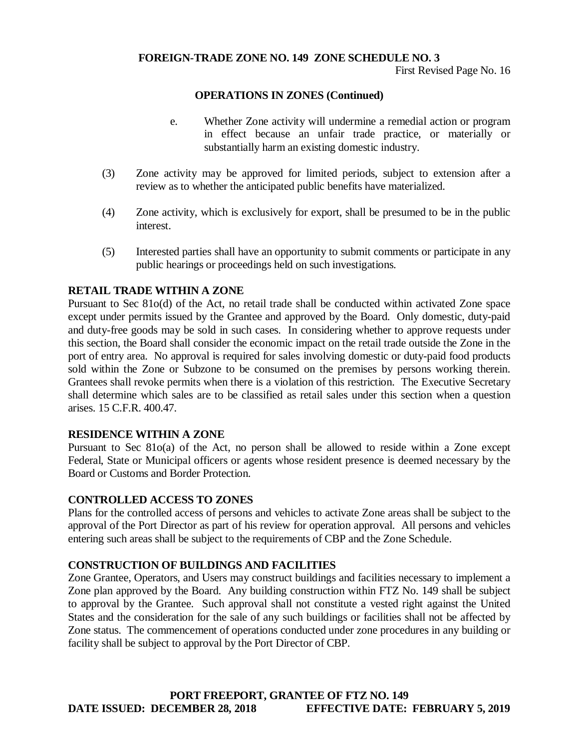## OPERATIONS IN ZONES (Continued)

e. Whether Zone activity will undermine a remedial action or program in effect because an unfair trade practice, or materially or substantially harm an existing domestic industry.

(3) Zone activity may be approved for limited periods, subject to extension after a review as to whether the anticipated public benefits have materialized.

(4) Zone activity, which is exclusively for export, shall be presumed to be in the public interest.

(5) Interested parties shall have an opportunity to submit comments or participate in any public hearings or proceedings held on such investigations.

### RETAIL TRADE WITHIN A ZONE

Pursuant to Sec 81o(d) of the Act, no retail trade shall be conducted within activated Zone space except under permits issued by the Grantee and approved by the Board. Only domestic, duty-paid and duty-free goods may be sold in such cases. In considering whether to approve requests under this section, the Board shall consider the economic impact on the retail trade outside the Zone in the port of entry area. No approval is required for sales involving domestic or duty-paid food products sold within the Zone or Subzone to be consumed on the premises by persons working therein. Grantees shall revoke permits when there is a violation of this restriction. The Executive Secretary shall determine which sales are to be classified as retail sales under this section when a question arises. 15 C.F.R. 400.47.

### RESIDENCE WITHIN A ZONE

Pursuant to Sec 81o(a) of the Act, no person shall be allowed to reside within a Zone except Federal, State or Municipal officers or agents whose resident presence is deemed necessary by the Board or Customs and Border Protection.

### CONTROLLED ACCESS TO ZONES

Plans for the controlled access of persons and vehicles to activate Zone areas shall be subject to the approval of the Port Director as part of his review for operation approval. All persons and vehicles entering such areas shall be subject to the requirements of CBP and the Zone Schedule.

### CONSTRUCTION OF BUILDINGS AND FACILITIES

Zone Grantee, Operators, and Users may construct buildings and facilities necessary to implement a Zone plan approved by the Board. Any building construction within FTZ No. 149 shall be subject to approval by the Grantee. Such approval shall not constitute a vested right against the United States and the consideration for the sale of any such buildings or facilities shall not be affected by Zone status. The commencement of operations conducted under zone procedures in any building or facility shall be subject to approval by the Port Director of CBP.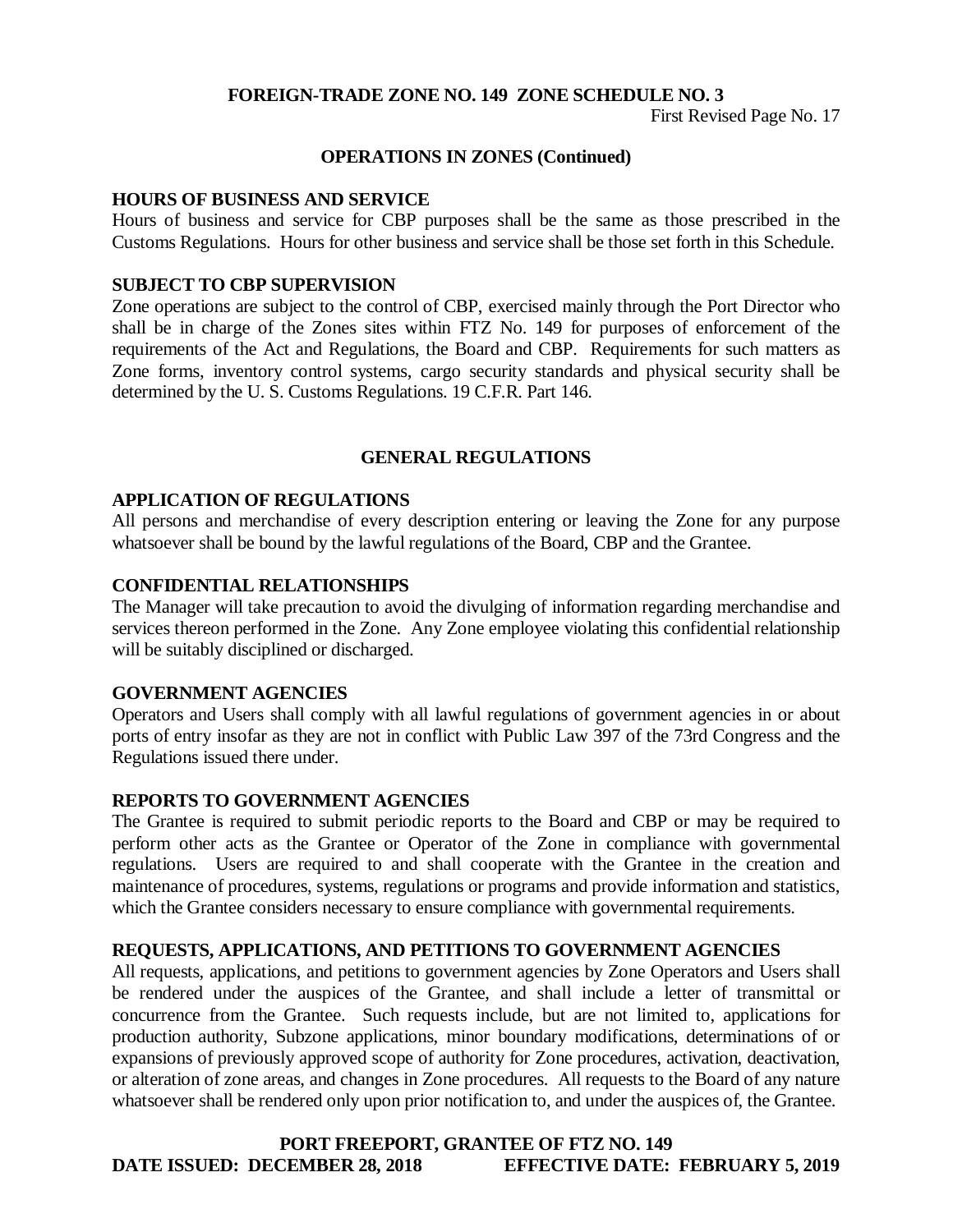## OPERATIONS IN ZONES (Continued)

### HOURS OF BUSINESS AND SERVICE

Hours of business and service for CBP purposes shall be the same as those prescribed in the Customs Regulations. Hours for other business and service shall be those set forth in this Schedule.

### SUBJECT TO CBP SUPERVISION

Zone operations are subject to the control of CBP, exercised mainly through the Port Director who shall be in charge of the Zones sites within FTZ No. 149 for purposes of enforcement of the requirements of the Act and Regulations, the Board and CBP. Requirements for such matters as Zone forms, inventory control systems, cargo security standards and physical security shall be determined by the U. S. Customs Regulations. 19 C.F.R. Part 146.

## GENERAL REGULATIONS

### APPLICATION OF REGULATIONS

All persons and merchandise of every description entering or leaving the Zone for any purpose whatsoever shall be bound by the lawful regulations of the Board, CBP and the Grantee.

### CONFIDENTIAL RELATIONSHIPS

The Manager will take precaution to avoid the divulging of information regarding merchandise and services thereon performed in the Zone. Any Zone employee violating this confidential relationship will be suitably disciplined or discharged.

### GOVERNMENT AGENCIES

Operators and Users shall comply with all lawful regulations of government agencies in or about ports of entry insofar as they are not in conflict with Public Law 397 of the 73rd Congress and the Regulations issued there under.

### REPORTS TO GOVERNMENT AGENCIES

The Grantee is required to submit periodic reports to the Board and CBP or may be required to perform other acts as the Grantee or Operator of the Zone in compliance with governmental regulations. Users are required to and shall cooperate with the Grantee in the creation and maintenance of procedures, systems, regulations or programs and provide information and statistics, which the Grantee considers necessary to ensure compliance with governmental requirements.

### REQUESTS, APPLICATIONS, AND PETITIONS TO GOVERNMENT AGENCIES

All requests, applications, and petitions to government agencies by Zone Operators and Users shall be rendered under the auspices of the Grantee, and shall include a letter of transmittal or concurrence from the Grantee. Such requests include, but are not limited to, applications for production authority, Subzone applications, minor boundary modifications, determinations of or expansions of previously approved scope of authority for Zone procedures, activation, deactivation, or alteration of zone areas, and changes in Zone procedures. All requests to the Board of any nature whatsoever shall be rendered only upon prior notification to, and under the auspices of, the Grantee.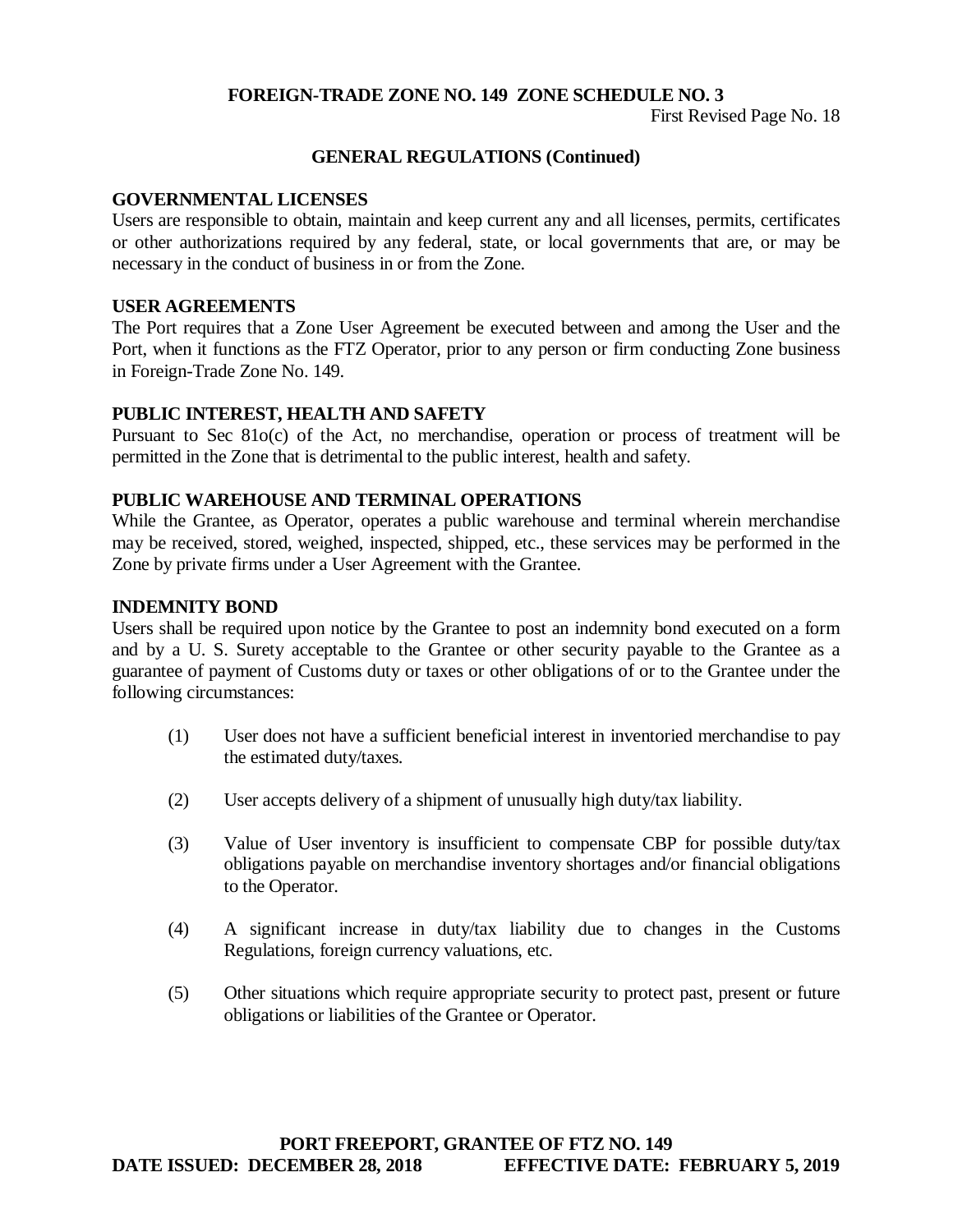## GENERAL REGULATIONS (Continued)

### GOVERNMENTAL LICENSES

Users are responsible to obtain, maintain and keep current any and all licenses, permits, certificates or other authorizations required by any federal, state, or local governments that are, or may be necessary in the conduct of business in or from the Zone.

### USER AGREEMENTS

The Port requires that a Zone User Agreement be executed between and among the User and the Port, when it functions as the FTZ Operator, prior to any person or firm conducting Zone business in Foreign-Trade Zone No. 149.

### PUBLIC INTEREST, HEALTH AND SAFETY

Pursuant to Sec 81o(c) of the Act, no merchandise, operation or process of treatment will be permitted in the Zone that is detrimental to the public interest, health and safety.

### PUBLIC WAREHOUSE AND TERMINAL OPERATIONS

While the Grantee, as Operator, operates a public warehouse and terminal wherein merchandise may be received, stored, weighed, inspected, shipped, etc., these services may be performed in the Zone by private firms under a User Agreement with the Grantee.

### INDEMNITY BOND

Users shall be required upon notice by the Grantee to post an indemnity bond executed on a form and by a U. S. Surety acceptable to the Grantee or other security payable to the Grantee as a guarantee of payment of Customs duty or taxes or other obligations of or to the Grantee under the following circumstances:

(1) User does not have a sufficient beneficial interest in inventoried merchandise to pay the estimated duty/taxes.

(2) User accepts delivery of a shipment of unusually high duty/tax liability.

(3) Value of User inventory is insufficient to compensate CBP for possible duty/tax obligations payable on merchandise inventory shortages and/or financial obligations to the Operator.

(4) A significant increase in duty/tax liability due to changes in the Customs Regulations, foreign currency valuations, etc.

(5) Other situations which require appropriate security to protect past, present or future obligations or liabilities of the Grantee or Operator.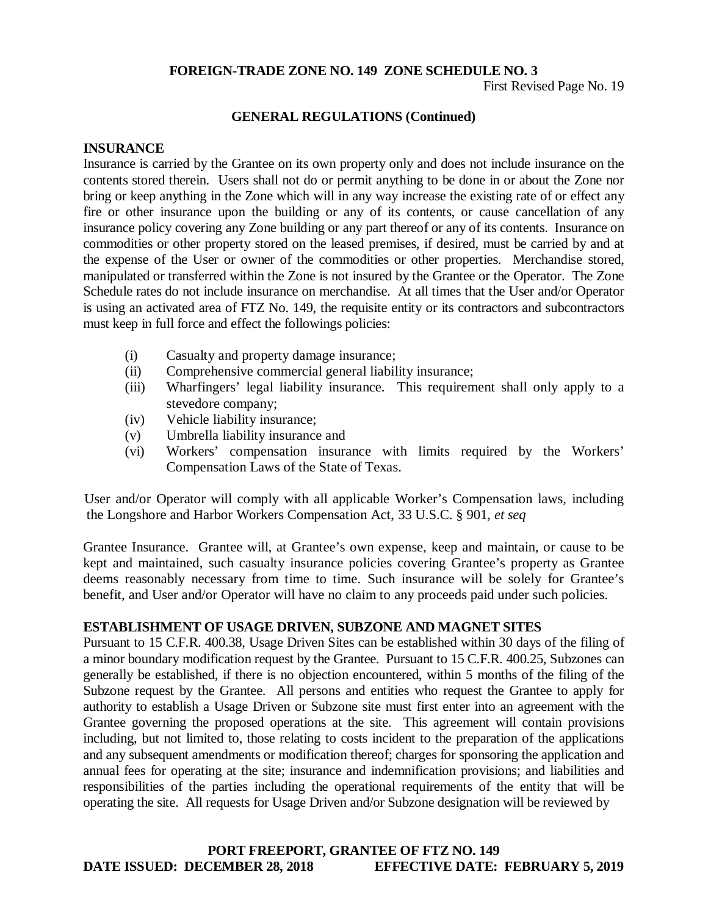## GENERAL REGULATIONS (Continued)

**INSURANCE**

Insurance is carried by the Grantee on its own property only and does not include insurance on the contents stored therein. Users shall not do or permit anything to be done in or about the Zone nor bring or keep anything in the Zone which will in any way increase the existing rate of or effect any fire or other insurance upon the building or any of its contents, or cause cancellation of any insurance policy covering any Zone building or any part thereof or any of its contents. Insurance on commodities or other property stored on the leased premises, if desired, must be carried by and at the expense of the User or owner of the commodities or other properties. Merchandise stored, manipulated or transferred within the Zone is not insured by the Grantee or the Operator. The Zone Schedule rates do not include insurance on merchandise. At all times that the User and/or Operator is using an activated area of FTZ No. 149, the requisite entity or its contractors and subcontractors must keep in full force and effect the followings policies:

(i) Casualty and property damage insurance;
(ii) Comprehensive commercial general liability insurance;
(iii) Wharfingers' legal liability insurance. This requirement shall only apply to a stevedore company;
(iv) Vehicle liability insurance;
(v) Umbrella liability insurance and
(vi) Workers' compensation insurance with limits required by the Workers' Compensation Laws of the State of Texas.

User and/or Operator will comply with all applicable Worker's Compensation laws, including the Longshore and Harbor Workers Compensation Act, 33 U.S.C. § 901, *et seq*

Grantee Insurance. Grantee will, at Grantee's own expense, keep and maintain, or cause to be kept and maintained, such casualty insurance policies covering Grantee's property as Grantee deems reasonably necessary from time to time. Such insurance will be solely for Grantee's benefit, and User and/or Operator will have no claim to any proceeds paid under such policies.

**ESTABLISHMENT OF USAGE DRIVEN, SUBZONE AND MAGNET SITES**

Pursuant to 15 C.F.R. 400.38, Usage Driven Sites can be established within 30 days of the filing of a minor boundary modification request by the Grantee. Pursuant to 15 C.F.R. 400.25, Subzones can generally be established, if there is no objection encountered, within 5 months of the filing of the Subzone request by the Grantee. All persons and entities who request the Grantee to apply for authority to establish a Usage Driven or Subzone site must first enter into an agreement with the Grantee governing the proposed operations at the site. This agreement will contain provisions including, but not limited to, those relating to costs incident to the preparation of the applications and any subsequent amendments or modification thereof; charges for sponsoring the application and annual fees for operating at the site; insurance and indemnification provisions; and liabilities and responsibilities of the parties including the operational requirements of the entity that will be operating the site. All requests for Usage Driven and/or Subzone designation will be reviewed by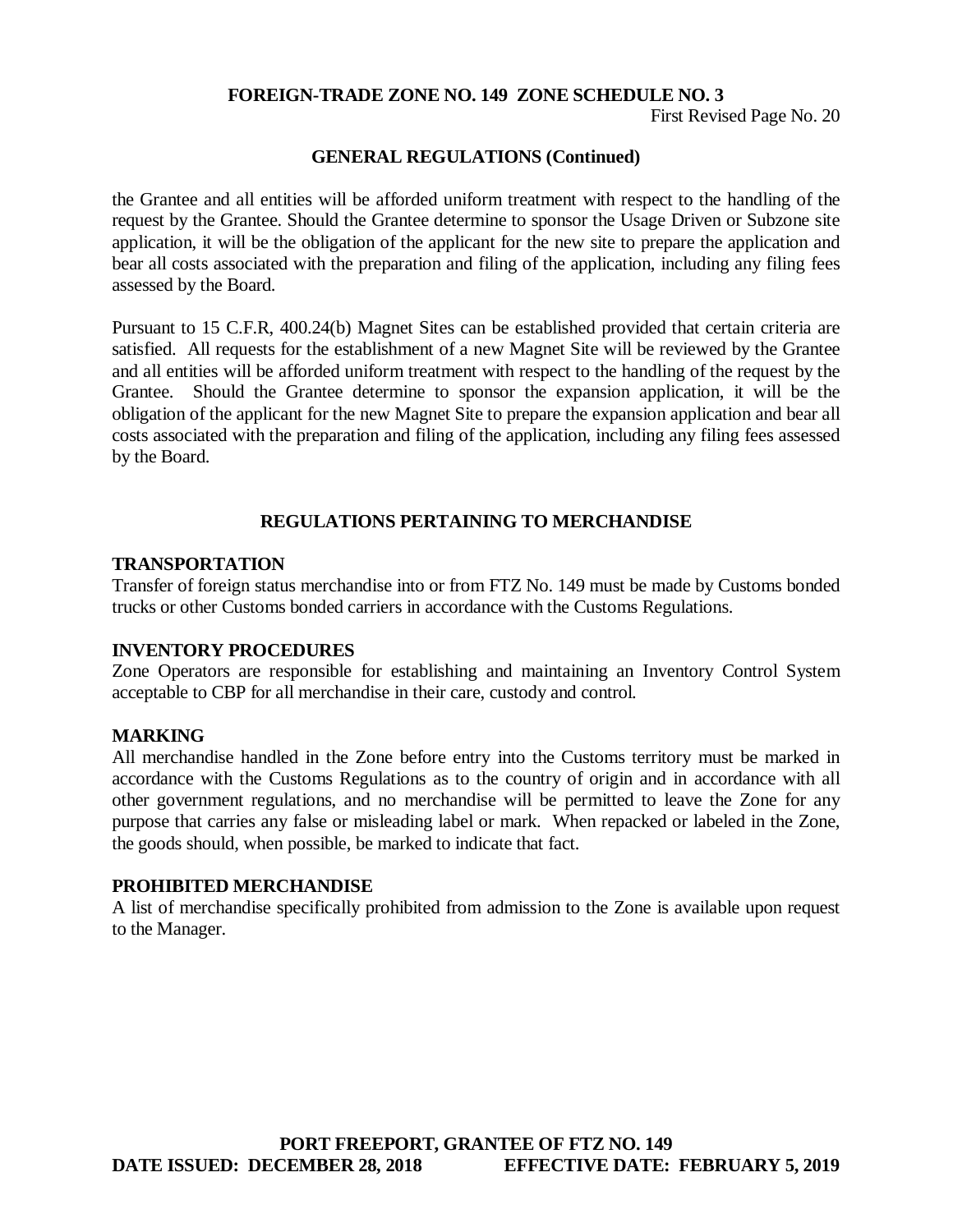## GENERAL REGULATIONS (Continued)

the Grantee and all entities will be afforded uniform treatment with respect to the handling of the request by the Grantee. Should the Grantee determine to sponsor the Usage Driven or Subzone site application, it will be the obligation of the applicant for the new site to prepare the application and bear all costs associated with the preparation and filing of the application, including any filing fees assessed by the Board.

Pursuant to 15 C.F.R, 400.24(b) Magnet Sites can be established provided that certain criteria are satisfied. All requests for the establishment of a new Magnet Site will be reviewed by the Grantee and all entities will be afforded uniform treatment with respect to the handling of the request by the Grantee. Should the Grantee determine to sponsor the expansion application, it will be the obligation of the applicant for the new Magnet Site to prepare the expansion application and bear all costs associated with the preparation and filing of the application, including any filing fees assessed by the Board.

## REGULATIONS PERTAINING TO MERCHANDISE

### TRANSPORTATION

Transfer of foreign status merchandise into or from FTZ No. 149 must be made by Customs bonded trucks or other Customs bonded carriers in accordance with the Customs Regulations.

### INVENTORY PROCEDURES

Zone Operators are responsible for establishing and maintaining an Inventory Control System acceptable to CBP for all merchandise in their care, custody and control.

### MARKING

All merchandise handled in the Zone before entry into the Customs territory must be marked in accordance with the Customs Regulations as to the country of origin and in accordance with all other government regulations, and no merchandise will be permitted to leave the Zone for any purpose that carries any false or misleading label or mark. When repacked or labeled in the Zone, the goods should, when possible, be marked to indicate that fact.

### PROHIBITED MERCHANDISE

A list of merchandise specifically prohibited from admission to the Zone is available upon request to the Manager.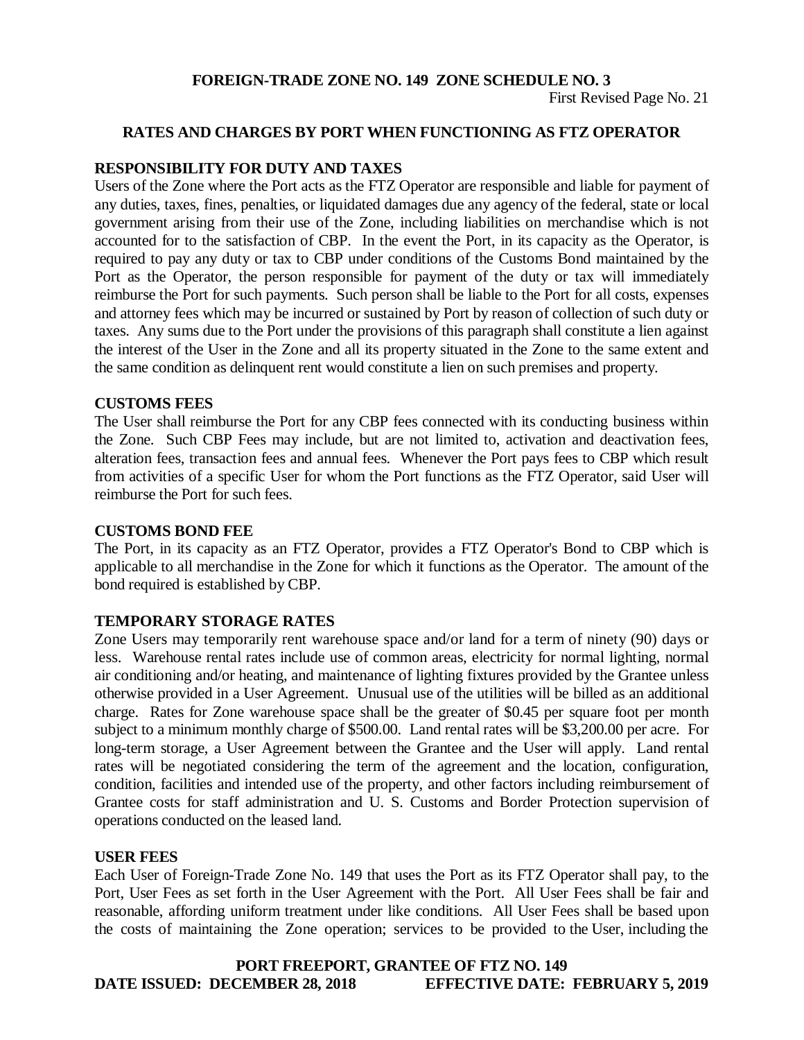## RATES AND CHARGES BY PORT WHEN FUNCTIONING AS FTZ OPERATOR

### RESPONSIBILITY FOR DUTY AND TAXES

Users of the Zone where the Port acts as the FTZ Operator are responsible and liable for payment of any duties, taxes, fines, penalties, or liquidated damages due any agency of the federal, state or local government arising from their use of the Zone, including liabilities on merchandise which is not accounted for to the satisfaction of CBP. In the event the Port, in its capacity as the Operator, is required to pay any duty or tax to CBP under conditions of the Customs Bond maintained by the Port as the Operator, the person responsible for payment of the duty or tax will immediately reimburse the Port for such payments. Such person shall be liable to the Port for all costs, expenses and attorney fees which may be incurred or sustained by Port by reason of collection of such duty or taxes. Any sums due to the Port under the provisions of this paragraph shall constitute a lien against the interest of the User in the Zone and all its property situated in the Zone to the same extent and the same condition as delinquent rent would constitute a lien on such premises and property.

### CUSTOMS FEES

The User shall reimburse the Port for any CBP fees connected with its conducting business within the Zone. Such CBP Fees may include, but are not limited to, activation and deactivation fees, alteration fees, transaction fees and annual fees. Whenever the Port pays fees to CBP which result from activities of a specific User for whom the Port functions as the FTZ Operator, said User will reimburse the Port for such fees.

### CUSTOMS BOND FEE

The Port, in its capacity as an FTZ Operator, provides a FTZ Operator's Bond to CBP which is applicable to all merchandise in the Zone for which it functions as the Operator. The amount of the bond required is established by CBP.

### TEMPORARY STORAGE RATES

Zone Users may temporarily rent warehouse space and/or land for a term of ninety (90) days or less. Warehouse rental rates include use of common areas, electricity for normal lighting, normal air conditioning and/or heating, and maintenance of lighting fixtures provided by the Grantee unless otherwise provided in a User Agreement. Unusual use of the utilities will be billed as an additional charge. Rates for Zone warehouse space shall be the greater of $0.45 per square foot per month subject to a minimum monthly charge of $500.00. Land rental rates will be $3,200.00 per acre. For long-term storage, a User Agreement between the Grantee and the User will apply. Land rental rates will be negotiated considering the term of the agreement and the location, configuration, condition, facilities and intended use of the property, and other factors including reimbursement of Grantee costs for staff administration and U. S. Customs and Border Protection supervision of operations conducted on the leased land.

### USER FEES

Each User of Foreign-Trade Zone No. 149 that uses the Port as its FTZ Operator shall pay, to the Port, User Fees as set forth in the User Agreement with the Port. All User Fees shall be fair and reasonable, affording uniform treatment under like conditions. All User Fees shall be based upon the costs of maintaining the Zone operation; services to be provided to the User, including the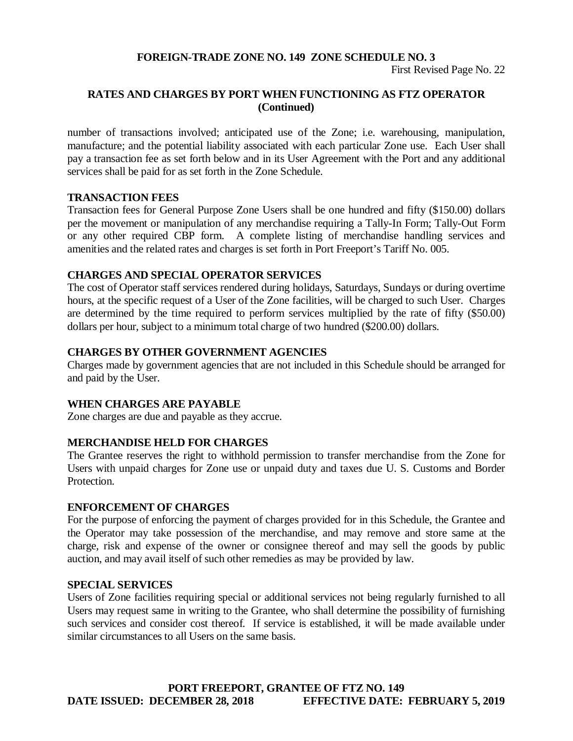## RATES AND CHARGES BY PORT WHEN FUNCTIONING AS FTZ OPERATOR (Continued)

number of transactions involved; anticipated use of the Zone; i.e. warehousing, manipulation, manufacture; and the potential liability associated with each particular Zone use. Each User shall pay a transaction fee as set forth below and in its User Agreement with the Port and any additional services shall be paid for as set forth in the Zone Schedule.

### TRANSACTION FEES

Transaction fees for General Purpose Zone Users shall be one hundred and fifty ($150.00) dollars per the movement or manipulation of any merchandise requiring a Tally-In Form; Tally-Out Form or any other required CBP form. A complete listing of merchandise handling services and amenities and the related rates and charges is set forth in Port Freeport's Tariff No. 005.

### CHARGES AND SPECIAL OPERATOR SERVICES

The cost of Operator staff services rendered during holidays, Saturdays, Sundays or during overtime hours, at the specific request of a User of the Zone facilities, will be charged to such User. Charges are determined by the time required to perform services multiplied by the rate of fifty ($50.00) dollars per hour, subject to a minimum total charge of two hundred ($200.00) dollars.

### CHARGES BY OTHER GOVERNMENT AGENCIES

Charges made by government agencies that are not included in this Schedule should be arranged for and paid by the User.

### WHEN CHARGES ARE PAYABLE

Zone charges are due and payable as they accrue.

### MERCHANDISE HELD FOR CHARGES

The Grantee reserves the right to withhold permission to transfer merchandise from the Zone for Users with unpaid charges for Zone use or unpaid duty and taxes due U. S. Customs and Border Protection.

### ENFORCEMENT OF CHARGES

For the purpose of enforcing the payment of charges provided for in this Schedule, the Grantee and the Operator may take possession of the merchandise, and may remove and store same at the charge, risk and expense of the owner or consignee thereof and may sell the goods by public auction, and may avail itself of such other remedies as may be provided by law.

### SPECIAL SERVICES

Users of Zone facilities requiring special or additional services not being regularly furnished to all Users may request same in writing to the Grantee, who shall determine the possibility of furnishing such services and consider cost thereof. If service is established, it will be made available under similar circumstances to all Users on the same basis.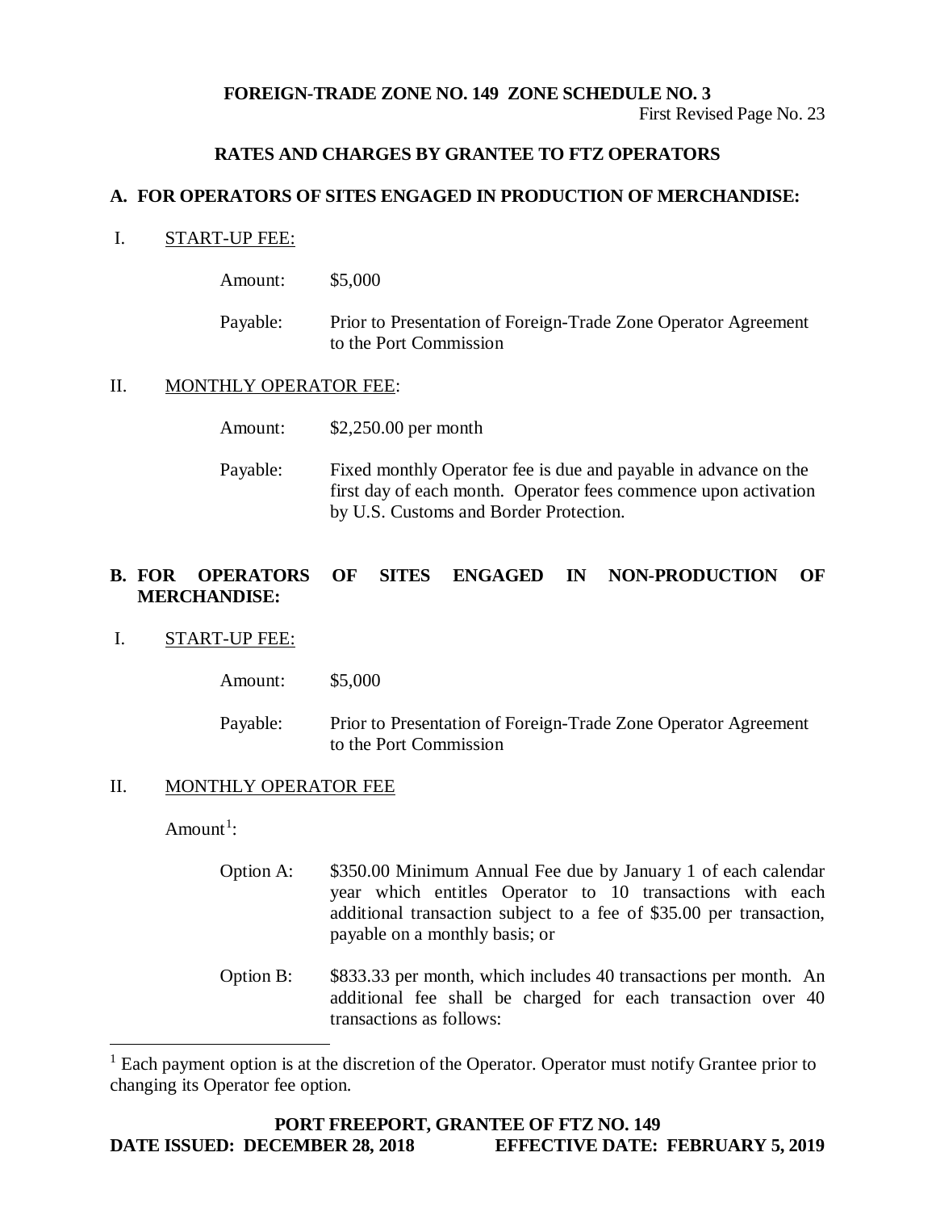**FOREIGN-TRADE ZONE NO. 149 ZONE SCHEDULE NO. 3**

First Revised Page No. 23

## RATES AND CHARGES BY GRANTEE TO FTZ OPERATORS

### A. FOR OPERATORS OF SITES ENGAGED IN PRODUCTION OF MERCHANDISE:

I. START-UP FEE:

Amount: $5,000

Payable: Prior to Presentation of Foreign-Trade Zone Operator Agreement to the Port Commission

II. MONTHLY OPERATOR FEE:

Amount: $2,250.00 per month

Payable: Fixed monthly Operator fee is due and payable in advance on the first day of each month. Operator fees commence upon activation by U.S. Customs and Border Protection.

### B. FOR OPERATORS OF SITES ENGAGED IN NON-PRODUCTION OF MERCHANDISE:

I. START-UP FEE:

Amount: $5,000

Payable: Prior to Presentation of Foreign-Trade Zone Operator Agreement to the Port Commission

II. MONTHLY OPERATOR FEE

Amount[1]:

Option A: $350.00 Minimum Annual Fee due by January 1 of each calendar year which entitles Operator to 10 transactions with each additional transaction subject to a fee of $35.00 per transaction, payable on a monthly basis; or

Option B: $833.33 per month, which includes 40 transactions per month. An additional fee shall be charged for each transaction over 40 transactions as follows:

[1] Each payment option is at the discretion of the Operator. Operator must notify Grantee prior to changing its Operator fee option.

**PORT FREEPORT, GRANTEE OF FTZ NO. 149**

**DATE ISSUED: DECEMBER 28, 2018 EFFECTIVE DATE: FEBRUARY 5, 2019**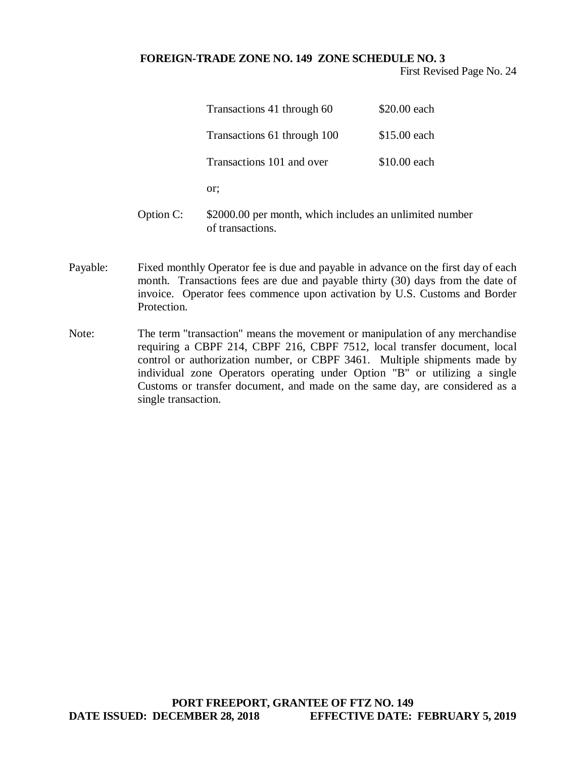| | |
|---|---|
| Transactions 41 through 60 | $20.00 each |
| Transactions 61 through 100 | $15.00 each |
| Transactions 101 and over | $10.00 each |

or;

Option C: $2000.00 per month, which includes an unlimited number of transactions.

Payable: Fixed monthly Operator fee is due and payable in advance on the first day of each month. Transactions fees are due and payable thirty (30) days from the date of invoice. Operator fees commence upon activation by U.S. Customs and Border Protection.

Note: The term "transaction" means the movement or manipulation of any merchandise requiring a CBPF 214, CBPF 216, CBPF 7512, local transfer document, local control or authorization number, or CBPF 3461. Multiple shipments made by individual zone Operators operating under Option "B" or utilizing a single Customs or transfer document, and made on the same day, are considered as a single transaction.